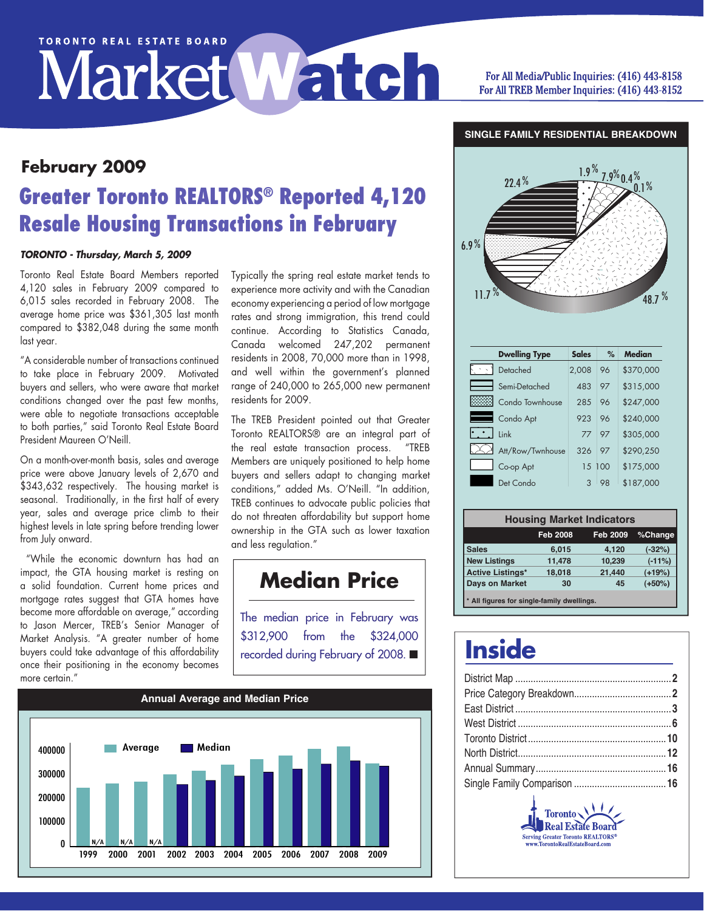TORONTO REAL ESTATE BOARD

# MarketWatch

For All Media/Public Inquiries: (416) 443-8158
For All TREB Member Inquiries: (416) 443-8152

## February 2009

# Greater Toronto REALTORS® Reported 4,120 Resale Housing Transactions in February

***TORONTO - Thursday, March 5, 2009***

Toronto Real Estate Board Members reported 4,120 sales in February 2009 compared to 6,015 sales recorded in February 2008. The average home price was $361,305 last month compared to $382,048 during the same month last year.

"A considerable number of transactions continued to take place in February 2009. Motivated buyers and sellers, who were aware that market conditions changed over the past few months, were able to negotiate transactions acceptable to both parties," said Toronto Real Estate Board President Maureen O'Neill.

On a month-over-month basis, sales and average price were above January levels of 2,670 and $343,632 respectively. The housing market is seasonal. Traditionally, in the first half of every year, sales and average price climb to their highest levels in late spring before trending lower from July onward.

"While the economic downturn has had an impact, the GTA housing market is resting on a solid foundation. Current home prices and mortgage rates suggest that GTA homes have become more affordable on average," according to Jason Mercer, TREB's Senior Manager of Market Analysis. "A greater number of home buyers could take advantage of this affordability once their positioning in the economy becomes more certain."

Typically the spring real estate market tends to experience more activity and with the Canadian economy experiencing a period of low mortgage rates and strong immigration, this trend could continue. According to Statistics Canada, Canada welcomed 247,202 permanent residents in 2008, 70,000 more than in 1998, and well within the government's planned range of 240,000 to 265,000 new permanent residents for 2009.

The TREB President pointed out that Greater Toronto REALTORS® are an integral part of the real estate transaction process. "TREB Members are uniquely positioned to help home buyers and sellers adapt to changing market conditions," added Ms. O'Neill. "In addition, TREB continues to advocate public policies that do not threaten affordability but support home ownership in the GTA such as lower taxation and less regulation."

## Median Price

The median price in February was $312,900 from the $324,000 recorded during February of 2008. ■

### Annual Average and Median Price

| Year | Average | Median |
|---|---|---|
| 1999 | | N/A |
| 2000 | | N/A |
| 2001 | | N/A |
| 2002 | | |
| 2003 | | |
| 2004 | | |
| 2005 | | |
| 2006 | | |
| 2007 | | |
| 2008 | | |
| 2009 | | |

### SINGLE FAMILY RESIDENTIAL BREAKDOWN

Detached 48.7%, Semi-Detached 11.7%, Condo Townhouse 6.9%, Condo Apt 22.4%, Link 1.9%, Att/Row/Twnhouse 7.9%, Co-op Apt 0.4%, Det Condo 0.1%

| Dwelling Type | Sales | % | Median |
|---|---|---|---|
| Detached | 2,008 | 96 | $370,000 |
| Semi-Detached | 483 | 97 | $315,000 |
| Condo Townhouse | 285 | 96 | $247,000 |
| Condo Apt | 923 | 96 | $240,000 |
| Link | 77 | 97 | $305,000 |
| Att/Row/Twnhouse | 326 | 97 | $290,250 |
| Co-op Apt | 15 | 100 | $175,000 |
| Det Condo | 3 | 98 | $187,000 |

### Housing Market Indicators

| | Feb 2008 | Feb 2009 | %Change |
|---|---|---|---|
| Sales | 6,015 | 4,120 | (-32%) |
| New Listings | 11,478 | 10,239 | (-11%) |
| Active Listings* | 18,018 | 21,440 | (+19%) |
| Days on Market | 30 | 45 | (+50%) |

\* All figures for single-family dwellings.

## Inside

- District Map ..... 2
- Price Category Breakdown ..... 2
- East District ..... 3
- West District ..... 6
- Toronto District ..... 10
- North District ..... 12
- Annual Summary ..... 16
- Single Family Comparison ..... 16

Toronto Real Estate Board
Serving Greater Toronto REALTORS®
www.TorontoRealEstateBoard.com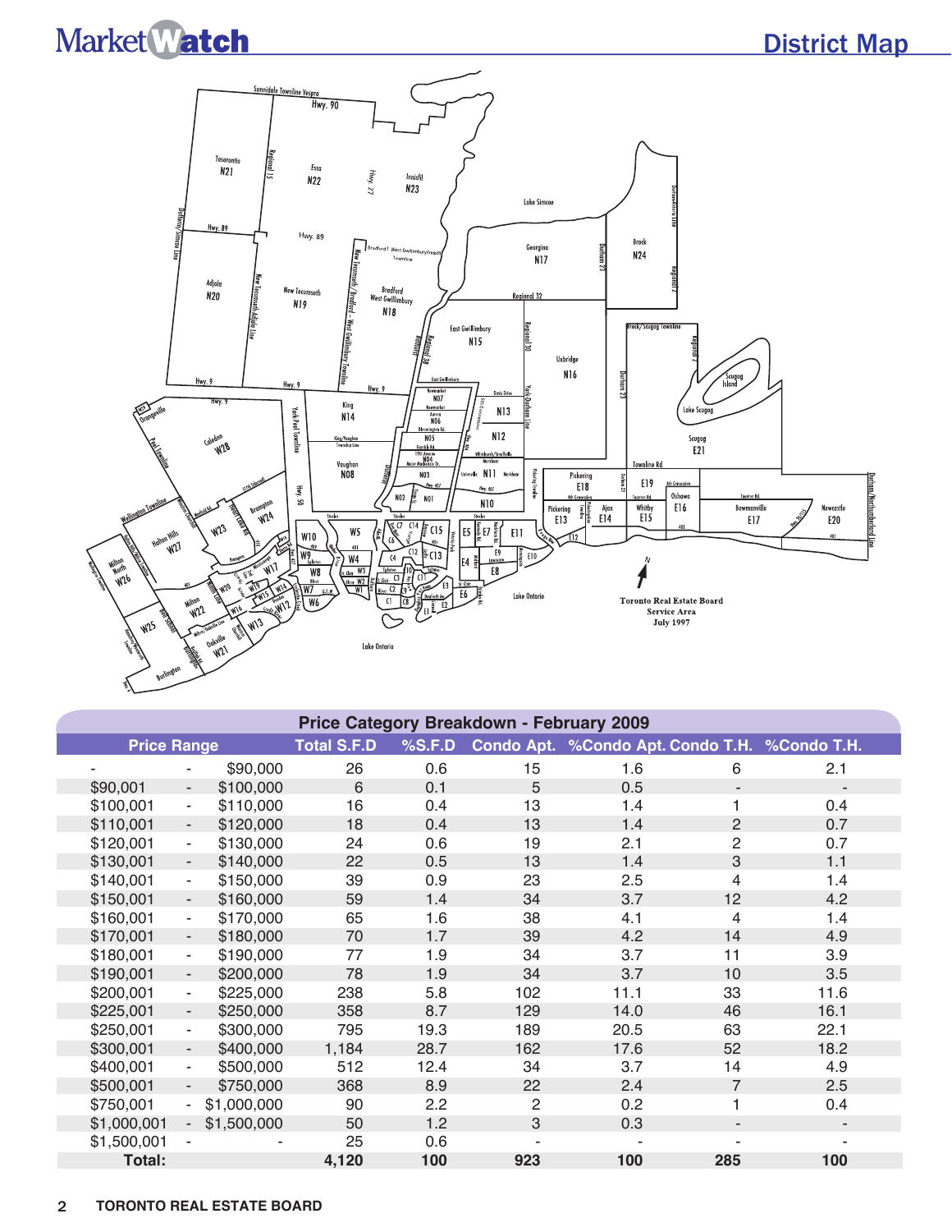# District Map

Toronto Real Estate Board Service Area July 1997

## Price Category Breakdown - February 2009

| Price Range | | | Total S.F.D | %S.F.D | Condo Apt. | %Condo Apt. | Condo T.H. | %Condo T.H. |
|---|---|---|---|---|---|---|---|---|
| - | - | $90,000 | 26 | 0.6 | 15 | 1.6 | 6 | 2.1 |
| $90,001 | - | $100,000 | 6 | 0.1 | 5 | 0.5 | - | - |
| $100,001 | - | $110,000 | 16 | 0.4 | 13 | 1.4 | 1 | 0.4 |
| $110,001 | - | $120,000 | 18 | 0.4 | 13 | 1.4 | 2 | 0.7 |
| $120,001 | - | $130,000 | 24 | 0.6 | 19 | 2.1 | 2 | 0.7 |
| $130,001 | - | $140,000 | 22 | 0.5 | 13 | 1.4 | 3 | 1.1 |
| $140,001 | - | $150,000 | 39 | 0.9 | 23 | 2.5 | 4 | 1.4 |
| $150,001 | - | $160,000 | 59 | 1.4 | 34 | 3.7 | 12 | 4.2 |
| $160,001 | - | $170,000 | 65 | 1.6 | 38 | 4.1 | 4 | 1.4 |
| $170,001 | - | $180,000 | 70 | 1.7 | 39 | 4.2 | 14 | 4.9 |
| $180,001 | - | $190,000 | 77 | 1.9 | 34 | 3.7 | 11 | 3.9 |
| $190,001 | - | $200,000 | 78 | 1.9 | 34 | 3.7 | 10 | 3.5 |
| $200,001 | - | $225,000 | 238 | 5.8 | 102 | 11.1 | 33 | 11.6 |
| $225,001 | - | $250,000 | 358 | 8.7 | 129 | 14.0 | 46 | 16.1 |
| $250,001 | - | $300,000 | 795 | 19.3 | 189 | 20.5 | 63 | 22.1 |
| $300,001 | - | $400,000 | 1,184 | 28.7 | 162 | 17.6 | 52 | 18.2 |
| $400,001 | - | $500,000 | 512 | 12.4 | 34 | 3.7 | 14 | 4.9 |
| $500,001 | - | $750,000 | 368 | 8.9 | 22 | 2.4 | 7 | 2.5 |
| $750,001 | - | $1,000,000 | 90 | 2.2 | 2 | 0.2 | 1 | 0.4 |
| $1,000,001 | - | $1,500,000 | 50 | 1.2 | 3 | 0.3 | - | - |
| $1,500,001 | - | - | 25 | 0.6 | - | - | - | - |
| **Total:** | | | **4,120** | **100** | **923** | **100** | **285** | **100** |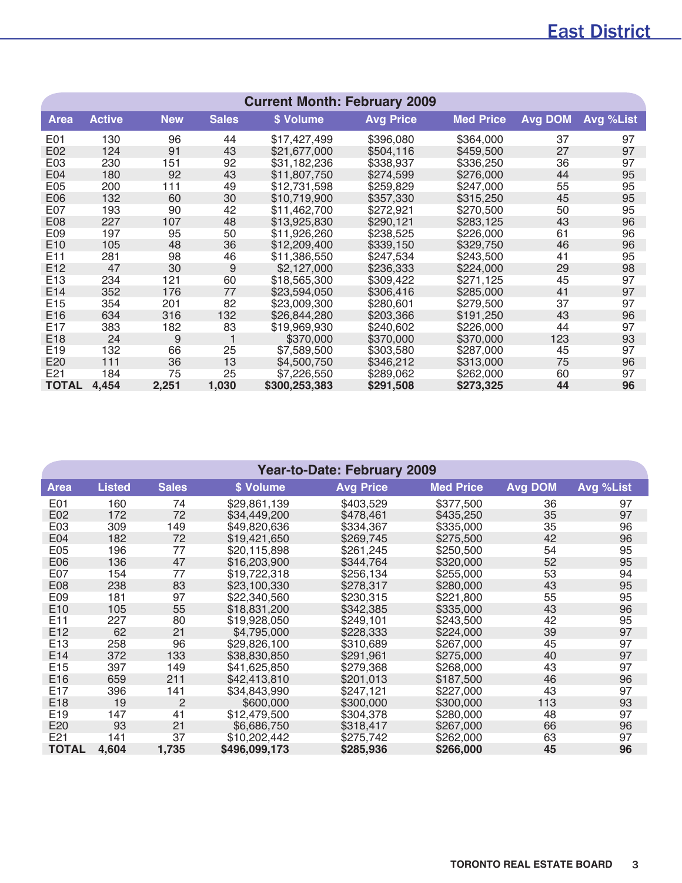# East District

## Current Month: February 2009

| Area | Active | New | Sales | $ Volume | Avg Price | Med Price | Avg DOM | Avg %List |
|---|---|---|---|---|---|---|---|---|
| E01 | 130 | 96 | 44 | $17,427,499 | $396,080 | $364,000 | 37 | 97 |
| E02 | 124 | 91 | 43 | $21,677,000 | $504,116 | $459,500 | 27 | 97 |
| E03 | 230 | 151 | 92 | $31,182,236 | $338,937 | $336,250 | 36 | 97 |
| E04 | 180 | 92 | 43 | $11,807,750 | $274,599 | $276,000 | 44 | 95 |
| E05 | 200 | 111 | 49 | $12,731,598 | $259,829 | $247,000 | 55 | 95 |
| E06 | 132 | 60 | 30 | $10,719,900 | $357,330 | $315,250 | 45 | 95 |
| E07 | 193 | 90 | 42 | $11,462,700 | $272,921 | $270,500 | 50 | 95 |
| E08 | 227 | 107 | 48 | $13,925,830 | $290,121 | $283,125 | 43 | 96 |
| E09 | 197 | 95 | 50 | $11,926,260 | $238,525 | $226,000 | 61 | 96 |
| E10 | 105 | 48 | 36 | $12,209,400 | $339,150 | $329,750 | 46 | 96 |
| E11 | 281 | 98 | 46 | $11,386,550 | $247,534 | $243,500 | 41 | 95 |
| E12 | 47 | 30 | 9 | $2,127,000 | $236,333 | $224,000 | 29 | 98 |
| E13 | 234 | 121 | 60 | $18,565,300 | $309,422 | $271,125 | 45 | 97 |
| E14 | 352 | 176 | 77 | $23,594,050 | $306,416 | $285,000 | 41 | 97 |
| E15 | 354 | 201 | 82 | $23,009,300 | $280,601 | $279,500 | 37 | 97 |
| E16 | 634 | 316 | 132 | $26,844,280 | $203,366 | $191,250 | 43 | 96 |
| E17 | 383 | 182 | 83 | $19,969,930 | $240,602 | $226,000 | 44 | 97 |
| E18 | 24 | 9 | 1 | $370,000 | $370,000 | $370,000 | 123 | 93 |
| E19 | 132 | 66 | 25 | $7,589,500 | $303,580 | $287,000 | 45 | 97 |
| E20 | 111 | 36 | 13 | $4,500,750 | $346,212 | $313,000 | 75 | 96 |
| E21 | 184 | 75 | 25 | $7,226,550 | $289,062 | $262,000 | 60 | 97 |
| **TOTAL** | **4,454** | **2,251** | **1,030** | **$300,253,383** | **$291,508** | **$273,325** | **44** | **96** |

## Year-to-Date: February 2009

| Area | Listed | Sales | $ Volume | Avg Price | Med Price | Avg DOM | Avg %List |
|---|---|---|---|---|---|---|---|
| E01 | 160 | 74 | $29,861,139 | $403,529 | $377,500 | 36 | 97 |
| E02 | 172 | 72 | $34,449,200 | $478,461 | $435,250 | 35 | 97 |
| E03 | 309 | 149 | $49,820,636 | $334,367 | $335,000 | 35 | 96 |
| E04 | 182 | 72 | $19,421,650 | $269,745 | $275,500 | 42 | 96 |
| E05 | 196 | 77 | $20,115,898 | $261,245 | $250,500 | 54 | 95 |
| E06 | 136 | 47 | $16,203,900 | $344,764 | $320,000 | 52 | 95 |
| E07 | 154 | 77 | $19,722,318 | $256,134 | $255,000 | 53 | 94 |
| E08 | 238 | 83 | $23,100,330 | $278,317 | $280,000 | 43 | 95 |
| E09 | 181 | 97 | $22,340,560 | $230,315 | $221,800 | 55 | 95 |
| E10 | 105 | 55 | $18,831,200 | $342,385 | $335,000 | 43 | 96 |
| E11 | 227 | 80 | $19,928,050 | $249,101 | $243,500 | 42 | 95 |
| E12 | 62 | 21 | $4,795,000 | $228,333 | $224,000 | 39 | 97 |
| E13 | 258 | 96 | $29,826,100 | $310,689 | $267,000 | 45 | 97 |
| E14 | 372 | 133 | $38,830,850 | $291,961 | $275,000 | 40 | 97 |
| E15 | 397 | 149 | $41,625,850 | $279,368 | $268,000 | 43 | 97 |
| E16 | 659 | 211 | $42,413,810 | $201,013 | $187,500 | 46 | 96 |
| E17 | 396 | 141 | $34,843,990 | $247,121 | $227,000 | 43 | 97 |
| E18 | 19 | 2 | $600,000 | $300,000 | $300,000 | 113 | 93 |
| E19 | 147 | 41 | $12,479,500 | $304,378 | $280,000 | 48 | 97 |
| E20 | 93 | 21 | $6,686,750 | $318,417 | $267,000 | 66 | 96 |
| E21 | 141 | 37 | $10,202,442 | $275,742 | $262,000 | 63 | 97 |
| **TOTAL** | **4,604** | **1,735** | **$496,099,173** | **$285,936** | **$266,000** | **45** | **96** |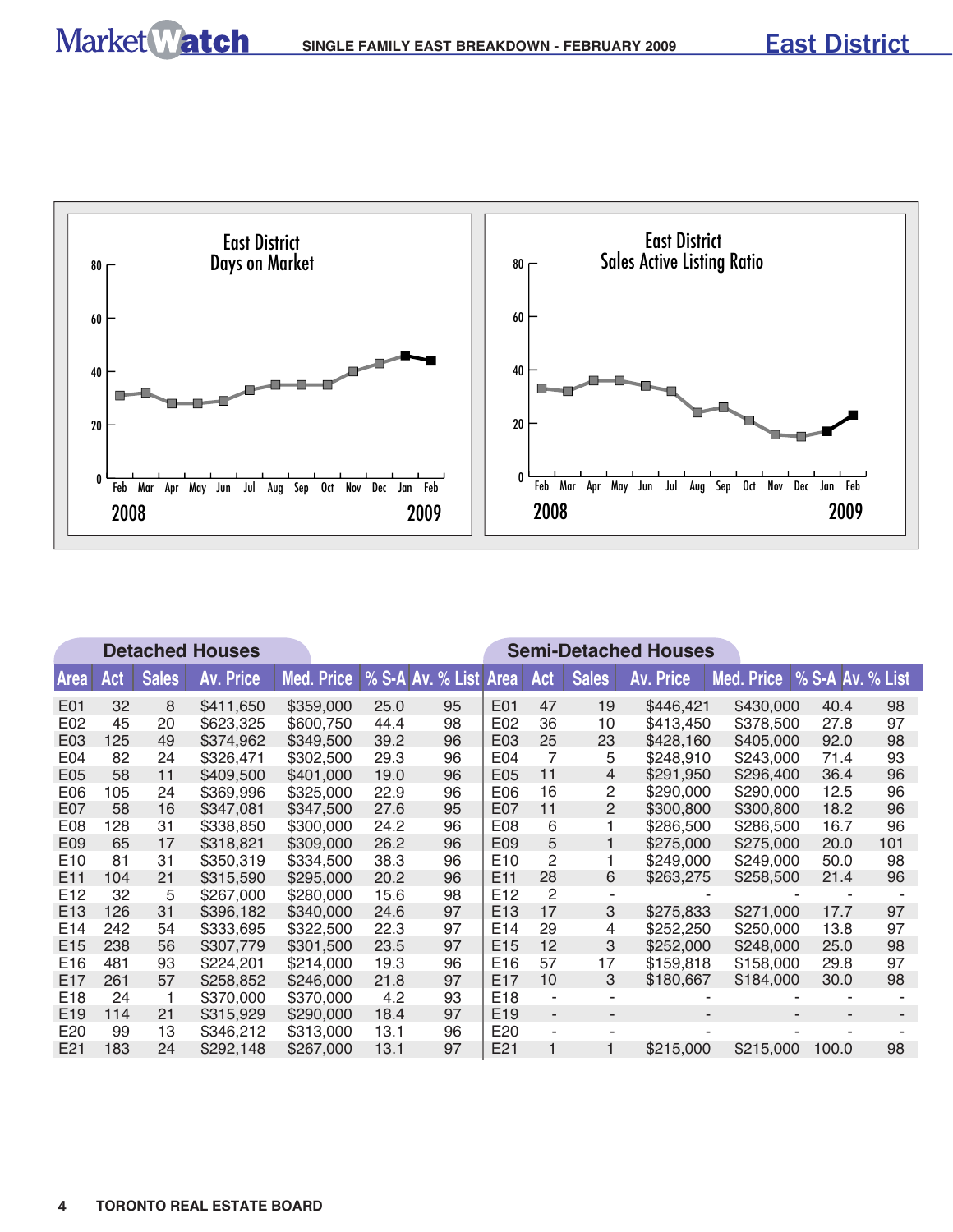# SINGLE FAMILY EAST BREAKDOWN - FEBRUARY 2009

## East District

East District Days on Market

East District Sales Active Listing Ratio

| Detached Houses | | | | | | | Semi-Detached Houses | | | | | | |
|---|---|---|---|---|---|---|---|---|---|---|---|---|---|
| Area | Act | Sales | Av. Price | Med. Price | % S-A | Av. % List | Area | Act | Sales | Av. Price | Med. Price | % S-A | Av. % List |
| E01 | 32 | 8 | $411,650 | $359,000 | 25.0 | 95 | E01 | 47 | 19 | $446,421 | $430,000 | 40.4 | 98 |
| E02 | 45 | 20 | $623,325 | $600,750 | 44.4 | 98 | E02 | 36 | 10 | $413,450 | $378,500 | 27.8 | 97 |
| E03 | 125 | 49 | $374,962 | $349,500 | 39.2 | 96 | E03 | 25 | 23 | $428,160 | $405,000 | 92.0 | 98 |
| E04 | 82 | 24 | $326,471 | $302,500 | 29.3 | 96 | E04 | 7 | 5 | $248,910 | $243,000 | 71.4 | 93 |
| E05 | 58 | 11 | $409,500 | $401,000 | 19.0 | 96 | E05 | 11 | 4 | $291,950 | $296,400 | 36.4 | 96 |
| E06 | 105 | 24 | $369,996 | $325,000 | 22.9 | 96 | E06 | 16 | 2 | $290,000 | $290,000 | 12.5 | 96 |
| E07 | 58 | 16 | $347,081 | $347,500 | 27.6 | 95 | E07 | 11 | 2 | $300,800 | $300,800 | 18.2 | 96 |
| E08 | 128 | 31 | $338,850 | $300,000 | 24.2 | 96 | E08 | 6 | 1 | $286,500 | $286,500 | 16.7 | 96 |
| E09 | 65 | 17 | $318,821 | $309,000 | 26.2 | 96 | E09 | 5 | 1 | $275,000 | $275,000 | 20.0 | 101 |
| E10 | 81 | 31 | $350,319 | $334,500 | 38.3 | 96 | E10 | 2 | 1 | $249,000 | $249,000 | 50.0 | 98 |
| E11 | 104 | 21 | $315,590 | $295,000 | 20.2 | 96 | E11 | 28 | 6 | $263,275 | $258,500 | 21.4 | 96 |
| E12 | 32 | 5 | $267,000 | $280,000 | 15.6 | 98 | E12 | 2 | - | - | - | - | - |
| E13 | 126 | 31 | $396,182 | $340,000 | 24.6 | 97 | E13 | 17 | 3 | $275,833 | $271,000 | 17.7 | 97 |
| E14 | 242 | 54 | $333,695 | $322,500 | 22.3 | 97 | E14 | 29 | 4 | $252,250 | $250,000 | 13.8 | 97 |
| E15 | 238 | 56 | $307,779 | $301,500 | 23.5 | 97 | E15 | 12 | 3 | $252,000 | $248,000 | 25.0 | 98 |
| E16 | 481 | 93 | $224,201 | $214,000 | 19.3 | 96 | E16 | 57 | 17 | $159,818 | $158,000 | 29.8 | 97 |
| E17 | 261 | 57 | $258,852 | $246,000 | 21.8 | 97 | E17 | 10 | 3 | $180,667 | $184,000 | 30.0 | 98 |
| E18 | 24 | 1 | $370,000 | $370,000 | 4.2 | 93 | E18 | - | - | - | - | - | - |
| E19 | 114 | 21 | $315,929 | $290,000 | 18.4 | 97 | E19 | - | - | - | - | - | - |
| E20 | 99 | 13 | $346,212 | $313,000 | 13.1 | 96 | E20 | - | - | - | - | - | - |
| E21 | 183 | 24 | $292,148 | $267,000 | 13.1 | 97 | E21 | 1 | 1 | $215,000 | $215,000 | 100.0 | 98 |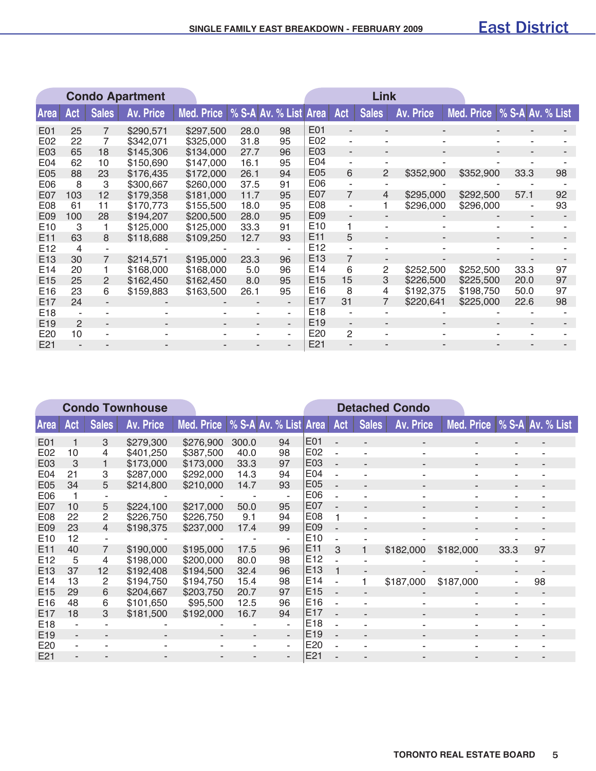# SINGLE FAMILY EAST BREAKDOWN - FEBRUARY 2009

## East District

### Condo Apartment

| Area | Act | Sales | Av. Price | Med. Price | % S-A | Av. % List |
|---|---|---|---|---|---|---|
| E01 | 25 | 7 | $290,571 | $297,500 | 28.0 | 98 |
| E02 | 22 | 7 | $342,071 | $325,000 | 31.8 | 95 |
| E03 | 65 | 18 | $145,306 | $134,000 | 27.7 | 96 |
| E04 | 62 | 10 | $150,690 | $147,000 | 16.1 | 95 |
| E05 | 88 | 23 | $176,435 | $172,000 | 26.1 | 94 |
| E06 | 8 | 3 | $300,667 | $260,000 | 37.5 | 91 |
| E07 | 103 | 12 | $179,358 | $181,000 | 11.7 | 95 |
| E08 | 61 | 11 | $170,773 | $155,500 | 18.0 | 95 |
| E09 | 100 | 28 | $194,207 | $200,500 | 28.0 | 95 |
| E10 | 3 | 1 | $125,000 | $125,000 | 33.3 | 91 |
| E11 | 63 | 8 | $118,688 | $109,250 | 12.7 | 93 |
| E12 | 4 | - | - | - | - | - |
| E13 | 30 | 7 | $214,571 | $195,000 | 23.3 | 96 |
| E14 | 20 | 1 | $168,000 | $168,000 | 5.0 | 96 |
| E15 | 25 | 2 | $162,450 | $162,450 | 8.0 | 95 |
| E16 | 23 | 6 | $159,883 | $163,500 | 26.1 | 95 |
| E17 | 24 | - | - | - | - | - |
| E18 | - | - | - | - | - | - |
| E19 | 2 | - | - | - | - | - |
| E20 | 10 | - | - | - | - | - |
| E21 | - | - | - | - | - | - |

### Link

| Area | Act | Sales | Av. Price | Med. Price | % S-A | Av. % List |
|---|---|---|---|---|---|---|
| E01 | - | - | - | - | - | - |
| E02 | - | - | - | - | - | - |
| E03 | - | - | - | - | - | - |
| E04 | - | - | - | - | - | - |
| E05 | 6 | 2 | $352,900 | $352,900 | 33.3 | 98 |
| E06 | - | - | - | - | - | - |
| E07 | 7 | 4 | $295,000 | $292,500 | 57.1 | 92 |
| E08 | - | 1 | $296,000 | $296,000 | - | 93 |
| E09 | - | - | - | - | - | - |
| E10 | 1 | - | - | - | - | - |
| E11 | 5 | - | - | - | - | - |
| E12 | - | - | - | - | - | - |
| E13 | 7 | - | - | - | - | - |
| E14 | 6 | 2 | $252,500 | $252,500 | 33.3 | 97 |
| E15 | 15 | 3 | $226,500 | $225,500 | 20.0 | 97 |
| E16 | 8 | 4 | $192,375 | $198,750 | 50.0 | 97 |
| E17 | 31 | 7 | $220,641 | $225,000 | 22.6 | 98 |
| E18 | - | - | - | - | - | - |
| E19 | - | - | - | - | - | - |
| E20 | 2 | - | - | - | - | - |
| E21 | - | - | - | - | - | - |

### Condo Townhouse

| Area | Act | Sales | Av. Price | Med. Price | % S-A | Av. % List |
|---|---|---|---|---|---|---|
| E01 | 1 | 3 | $279,300 | $276,900 | 300.0 | 94 |
| E02 | 10 | 4 | $401,250 | $387,500 | 40.0 | 98 |
| E03 | 3 | 1 | $173,000 | $173,000 | 33.3 | 97 |
| E04 | 21 | 3 | $287,000 | $292,000 | 14.3 | 94 |
| E05 | 34 | 5 | $214,800 | $210,000 | 14.7 | 93 |
| E06 | 1 | - | - | - | - | - |
| E07 | 10 | 5 | $224,100 | $217,000 | 50.0 | 95 |
| E08 | 22 | 2 | $226,750 | $226,750 | 9.1 | 94 |
| E09 | 23 | 4 | $198,375 | $237,000 | 17.4 | 99 |
| E10 | 12 | - | - | - | - | - |
| E11 | 40 | 7 | $190,000 | $195,000 | 17.5 | 96 |
| E12 | 5 | 4 | $198,000 | $200,000 | 80.0 | 98 |
| E13 | 37 | 12 | $192,408 | $194,500 | 32.4 | 96 |
| E14 | 13 | 2 | $194,750 | $194,750 | 15.4 | 98 |
| E15 | 29 | 6 | $204,667 | $203,750 | 20.7 | 97 |
| E16 | 48 | 6 | $101,650 | $95,500 | 12.5 | 96 |
| E17 | 18 | 3 | $181,500 | $192,000 | 16.7 | 94 |
| E18 | - | - | - | - | - | - |
| E19 | - | - | - | - | - | - |
| E20 | - | - | - | - | - | - |
| E21 | - | - | - | - | - | - |

### Detached Condo

| Area | Act | Sales | Av. Price | Med. Price | % S-A | Av. % List |
|---|---|---|---|---|---|---|
| E01 | - | - | - | - | - | - |
| E02 | - | - | - | - | - | - |
| E03 | - | - | - | - | - | - |
| E04 | - | - | - | - | - | - |
| E05 | - | - | - | - | - | - |
| E06 | - | - | - | - | - | - |
| E07 | - | - | - | - | - | - |
| E08 | 1 | - | - | - | - | - |
| E09 | - | - | - | - | - | - |
| E10 | - | - | - | - | - | - |
| E11 | 3 | 1 | $182,000 | $182,000 | 33.3 | 97 |
| E12 | - | - | - | - | - | - |
| E13 | 1 | - | - | - | - | - |
| E14 | - | 1 | $187,000 | $187,000 | - | 98 |
| E15 | - | - | - | - | - | - |
| E16 | - | - | - | - | - | - |
| E17 | - | - | - | - | - | - |
| E18 | - | - | - | - | - | - |
| E19 | - | - | - | - | - | - |
| E20 | - | - | - | - | - | - |
| E21 | - | - | - | - | - | - |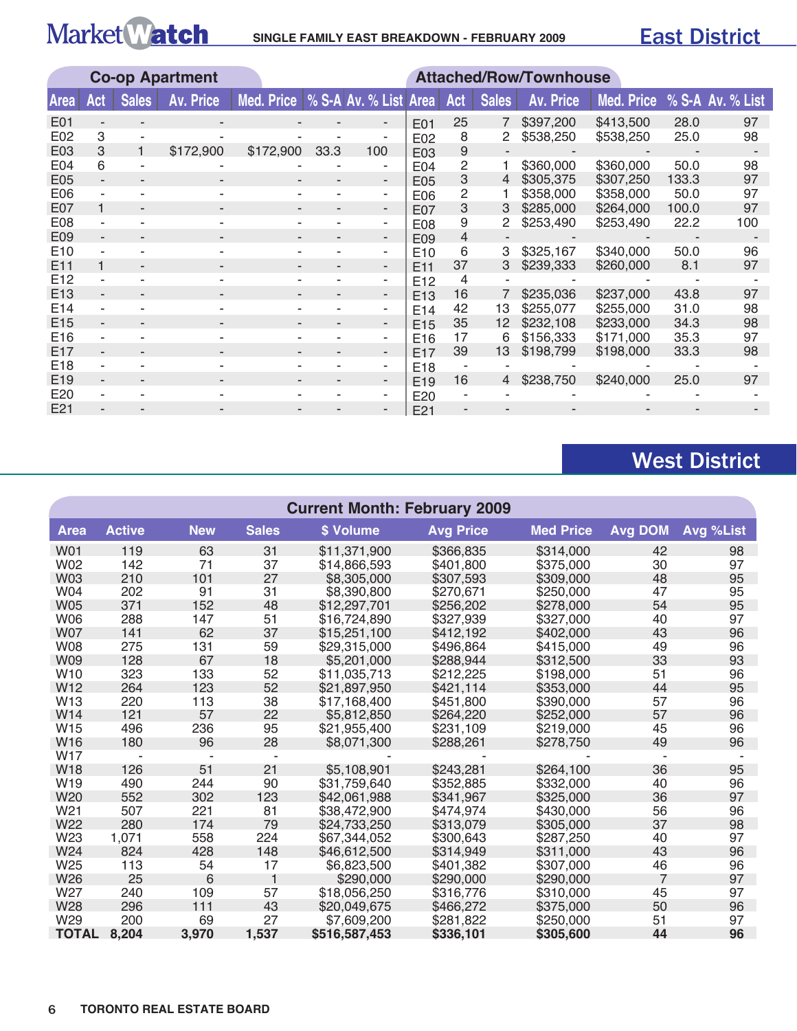# MarketWatch

## SINGLE FAMILY EAST BREAKDOWN - FEBRUARY 2009

## East District

### Co-op Apartment

| Area | Act | Sales | Av. Price | Med. Price | % S-A | Av. % List |
|---|---|---|---|---|---|---|
| E01 | - | - | - | - | - | - |
| E02 | 3 | - | - | - | - | - |
| E03 | 3 | 1 | $172,900 | $172,900 | 33.3 | 100 |
| E04 | 6 | - | - | - | - | - |
| E05 | - | - | - | - | - | - |
| E06 | - | - | - | - | - | - |
| E07 | 1 | - | - | - | - | - |
| E08 | - | - | - | - | - | - |
| E09 | - | - | - | - | - | - |
| E10 | - | - | - | - | - | - |
| E11 | 1 | - | - | - | - | - |
| E12 | - | - | - | - | - | - |
| E13 | - | - | - | - | - | - |
| E14 | - | - | - | - | - | - |
| E15 | - | - | - | - | - | - |
| E16 | - | - | - | - | - | - |
| E17 | - | - | - | - | - | - |
| E18 | - | - | - | - | - | - |
| E19 | - | - | - | - | - | - |
| E20 | - | - | - | - | - | - |
| E21 | - | - | - | - | - | - |

### Attached/Row/Townhouse

| Area | Act | Sales | Av. Price | Med. Price | % S-A | Av. % List |
|---|---|---|---|---|---|---|
| E01 | 25 | 7 | $397,200 | $413,500 | 28.0 | 97 |
| E02 | 8 | 2 | $538,250 | $538,250 | 25.0 | 98 |
| E03 | 9 | - | - | - | - | - |
| E04 | 2 | 1 | $360,000 | $360,000 | 50.0 | 98 |
| E05 | 3 | 4 | $305,375 | $307,250 | 133.3 | 97 |
| E06 | 2 | 1 | $358,000 | $358,000 | 50.0 | 97 |
| E07 | 3 | 3 | $285,000 | $264,000 | 100.0 | 97 |
| E08 | 9 | 2 | $253,490 | $253,490 | 22.2 | 100 |
| E09 | 4 | - | - | - | - | - |
| E10 | 6 | 3 | $325,167 | $340,000 | 50.0 | 96 |
| E11 | 37 | 3 | $239,333 | $260,000 | 8.1 | 97 |
| E12 | 4 | - | - | - | - | - |
| E13 | 16 | 7 | $235,036 | $237,000 | 43.8 | 97 |
| E14 | 42 | 13 | $255,077 | $255,000 | 31.0 | 98 |
| E15 | 35 | 12 | $232,108 | $233,000 | 34.3 | 98 |
| E16 | 17 | 6 | $156,333 | $171,000 | 35.3 | 97 |
| E17 | 39 | 13 | $198,799 | $198,000 | 33.3 | 98 |
| E18 | - | - | - | - | - | - |
| E19 | 16 | 4 | $238,750 | $240,000 | 25.0 | 97 |
| E20 | - | - | - | - | - | - |
| E21 | - | - | - | - | - | - |

## West District

### Current Month: February 2009

| Area | Active | New | Sales | $ Volume | Avg Price | Med Price | Avg DOM | Avg %List |
|---|---|---|---|---|---|---|---|---|
| W01 | 119 | 63 | 31 | $11,371,900 | $366,835 | $314,000 | 42 | 98 |
| W02 | 142 | 71 | 37 | $14,866,593 | $401,800 | $375,000 | 30 | 97 |
| W03 | 210 | 101 | 27 | $8,305,000 | $307,593 | $309,000 | 48 | 95 |
| W04 | 202 | 91 | 31 | $8,390,800 | $270,671 | $250,000 | 47 | 95 |
| W05 | 371 | 152 | 48 | $12,297,701 | $256,202 | $278,000 | 54 | 95 |
| W06 | 288 | 147 | 51 | $16,724,890 | $327,939 | $327,000 | 40 | 97 |
| W07 | 141 | 62 | 37 | $15,251,100 | $412,192 | $402,000 | 43 | 96 |
| W08 | 275 | 131 | 59 | $29,315,000 | $496,864 | $415,000 | 49 | 96 |
| W09 | 128 | 67 | 18 | $5,201,000 | $288,944 | $312,500 | 33 | 93 |
| W10 | 323 | 133 | 52 | $11,035,713 | $212,225 | $198,000 | 51 | 96 |
| W12 | 264 | 123 | 52 | $21,897,950 | $421,114 | $353,000 | 44 | 95 |
| W13 | 220 | 113 | 38 | $17,168,400 | $451,800 | $390,000 | 57 | 96 |
| W14 | 121 | 57 | 22 | $5,812,850 | $264,220 | $252,000 | 57 | 96 |
| W15 | 496 | 236 | 95 | $21,955,400 | $231,109 | $219,000 | 45 | 96 |
| W16 | 180 | 96 | 28 | $8,071,300 | $288,261 | $278,750 | 49 | 96 |
| W17 | - | - | - | - | - | - | - | - |
| W18 | 126 | 51 | 21 | $5,108,901 | $243,281 | $264,100 | 36 | 95 |
| W19 | 490 | 244 | 90 | $31,759,640 | $352,885 | $332,000 | 40 | 96 |
| W20 | 552 | 302 | 123 | $42,061,988 | $341,967 | $325,000 | 36 | 97 |
| W21 | 507 | 221 | 81 | $38,472,900 | $474,974 | $430,000 | 56 | 96 |
| W22 | 280 | 174 | 79 | $24,733,250 | $313,079 | $305,000 | 37 | 98 |
| W23 | 1,071 | 558 | 224 | $67,344,052 | $300,643 | $287,250 | 40 | 97 |
| W24 | 824 | 428 | 148 | $46,612,500 | $314,949 | $311,000 | 43 | 96 |
| W25 | 113 | 54 | 17 | $6,823,500 | $401,382 | $307,000 | 46 | 96 |
| W26 | 25 | 6 | 1 | $290,000 | $290,000 | $290,000 | 7 | 97 |
| W27 | 240 | 109 | 57 | $18,056,250 | $316,776 | $310,000 | 45 | 97 |
| W28 | 296 | 111 | 43 | $20,049,675 | $466,272 | $375,000 | 50 | 96 |
| W29 | 200 | 69 | 27 | $7,609,200 | $281,822 | $250,000 | 51 | 97 |
| **TOTAL** | **8,204** | **3,970** | **1,537** | **$516,587,453** | **$336,101** | **$305,600** | **44** | **96** |

TORONTO REAL ESTATE BOARD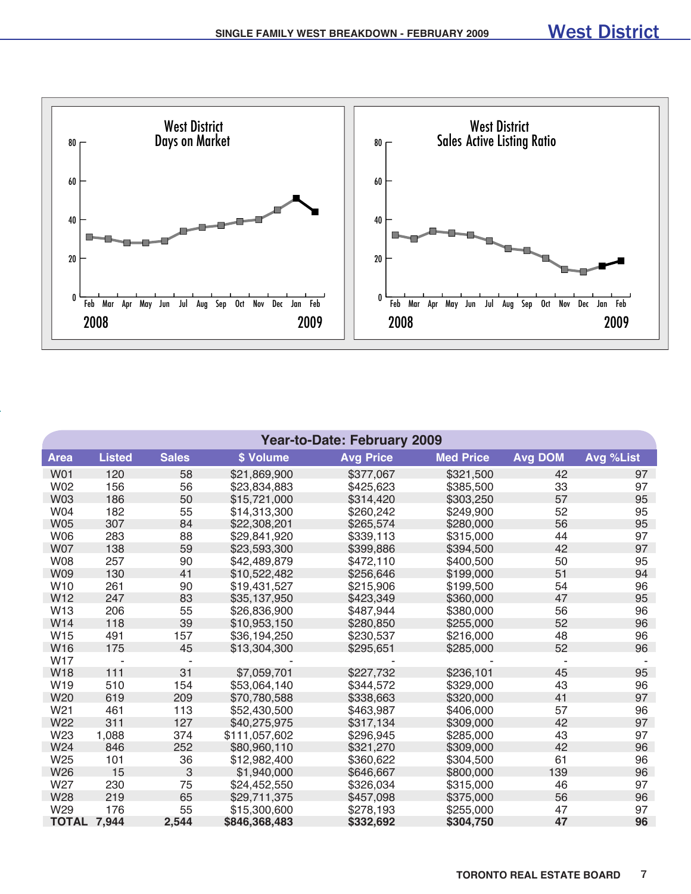# SINGLE FAMILY WEST BREAKDOWN - FEBRUARY 2009

## West District

West District Days on Market

West District Sales Active Listing Ratio

### Year-to-Date: February 2009

| Area | Listed | Sales | $ Volume | Avg Price | Med Price | Avg DOM | Avg %List |
|---|---|---|---|---|---|---|---|
| W01 | 120 | 58 | $21,869,900 | $377,067 | $321,500 | 42 | 97 |
| W02 | 156 | 56 | $23,834,883 | $425,623 | $385,500 | 33 | 97 |
| W03 | 186 | 50 | $15,721,000 | $314,420 | $303,250 | 57 | 95 |
| W04 | 182 | 55 | $14,313,300 | $260,242 | $249,900 | 52 | 95 |
| W05 | 307 | 84 | $22,308,201 | $265,574 | $280,000 | 56 | 95 |
| W06 | 283 | 88 | $29,841,920 | $339,113 | $315,000 | 44 | 97 |
| W07 | 138 | 59 | $23,593,300 | $399,886 | $394,500 | 42 | 97 |
| W08 | 257 | 90 | $42,489,879 | $472,110 | $400,500 | 50 | 95 |
| W09 | 130 | 41 | $10,522,482 | $256,646 | $199,000 | 51 | 94 |
| W10 | 261 | 90 | $19,431,527 | $215,906 | $199,500 | 54 | 96 |
| W12 | 247 | 83 | $35,137,950 | $423,349 | $360,000 | 47 | 95 |
| W13 | 206 | 55 | $26,836,900 | $487,944 | $380,000 | 56 | 96 |
| W14 | 118 | 39 | $10,953,150 | $280,850 | $255,000 | 52 | 96 |
| W15 | 491 | 157 | $36,194,250 | $230,537 | $216,000 | 48 | 96 |
| W16 | 175 | 45 | $13,304,300 | $295,651 | $285,000 | 52 | 96 |
| W17 | - | - | - | - | - | - | - |
| W18 | 111 | 31 | $7,059,701 | $227,732 | $236,101 | 45 | 95 |
| W19 | 510 | 154 | $53,064,140 | $344,572 | $329,000 | 43 | 96 |
| W20 | 619 | 209 | $70,780,588 | $338,663 | $320,000 | 41 | 97 |
| W21 | 461 | 113 | $52,430,500 | $463,987 | $406,000 | 57 | 96 |
| W22 | 311 | 127 | $40,275,975 | $317,134 | $309,000 | 42 | 97 |
| W23 | 1,088 | 374 | $111,057,602 | $296,945 | $285,000 | 43 | 97 |
| W24 | 846 | 252 | $80,960,110 | $321,270 | $309,000 | 42 | 96 |
| W25 | 101 | 36 | $12,982,400 | $360,622 | $304,500 | 61 | 96 |
| W26 | 15 | 3 | $1,940,000 | $646,667 | $800,000 | 139 | 96 |
| W27 | 230 | 75 | $24,452,550 | $326,034 | $315,000 | 46 | 97 |
| W28 | 219 | 65 | $29,711,375 | $457,098 | $375,000 | 56 | 96 |
| W29 | 176 | 55 | $15,300,600 | $278,193 | $255,000 | 47 | 97 |
| **TOTAL** | **7,944** | **2,544** | **$846,368,483** | **$332,692** | **$304,750** | **47** | **96** |

TORONTO REAL ESTATE BOARD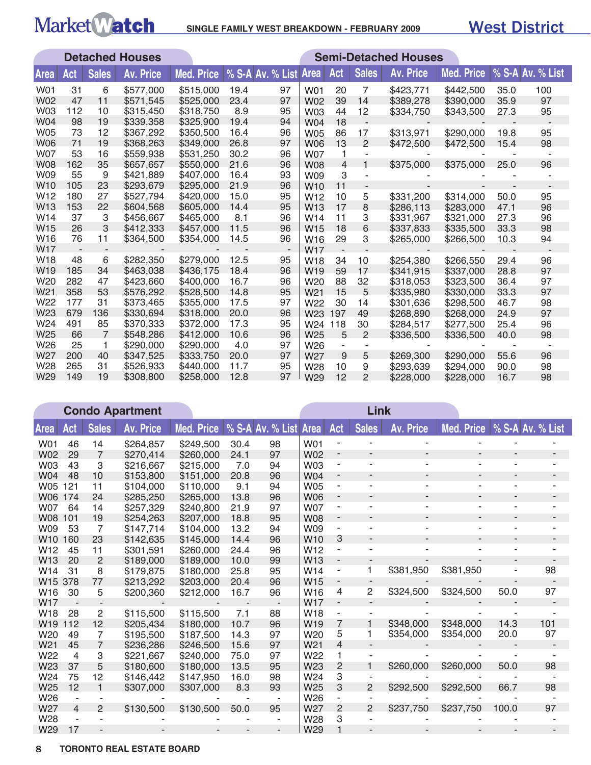# MarketWatch

## SINGLE FAMILY WEST BREAKDOWN - FEBRUARY 2009

## West District

### Detached Houses

| Area | Act | Sales | Av. Price | Med. Price | % S-A | Av. % List |
|---|---|---|---|---|---|---|
| W01 | 31 | 6 | $577,000 | $515,000 | 19.4 | 97 |
| W02 | 47 | 11 | $571,545 | $525,000 | 23.4 | 97 |
| W03 | 112 | 10 | $315,450 | $318,750 | 8.9 | 95 |
| W04 | 98 | 19 | $339,358 | $325,900 | 19.4 | 94 |
| W05 | 73 | 12 | $367,292 | $350,500 | 16.4 | 96 |
| W06 | 71 | 19 | $368,263 | $349,000 | 26.8 | 97 |
| W07 | 53 | 16 | $559,938 | $531,250 | 30.2 | 96 |
| W08 | 162 | 35 | $657,657 | $550,000 | 21.6 | 96 |
| W09 | 55 | 9 | $421,889 | $407,000 | 16.4 | 93 |
| W10 | 105 | 23 | $293,679 | $295,000 | 21.9 | 96 |
| W12 | 180 | 27 | $527,794 | $420,000 | 15.0 | 95 |
| W13 | 153 | 22 | $604,568 | $605,000 | 14.4 | 95 |
| W14 | 37 | 3 | $456,667 | $465,000 | 8.1 | 96 |
| W15 | 26 | 3 | $412,333 | $457,000 | 11.5 | 96 |
| W16 | 76 | 11 | $364,500 | $354,000 | 14.5 | 96 |
| W17 | - | - | - | - | - | - |
| W18 | 48 | 6 | $282,350 | $279,000 | 12.5 | 95 |
| W19 | 185 | 34 | $463,038 | $436,175 | 18.4 | 96 |
| W20 | 282 | 47 | $423,660 | $400,000 | 16.7 | 96 |
| W21 | 358 | 53 | $576,292 | $528,500 | 14.8 | 95 |
| W22 | 177 | 31 | $373,465 | $355,000 | 17.5 | 97 |
| W23 | 679 | 136 | $330,694 | $318,000 | 20.0 | 96 |
| W24 | 491 | 85 | $370,333 | $372,000 | 17.3 | 95 |
| W25 | 66 | 7 | $548,286 | $412,000 | 10.6 | 96 |
| W26 | 25 | 1 | $290,000 | $290,000 | 4.0 | 97 |
| W27 | 200 | 40 | $347,525 | $333,750 | 20.0 | 97 |
| W28 | 265 | 31 | $526,933 | $440,000 | 11.7 | 95 |
| W29 | 149 | 19 | $308,800 | $258,000 | 12.8 | 97 |

### Semi-Detached Houses

| Area | Act | Sales | Av. Price | Med. Price | % S-A | Av. % List |
|---|---|---|---|---|---|---|
| W01 | 20 | 7 | $423,771 | $442,500 | 35.0 | 100 |
| W02 | 39 | 14 | $389,278 | $390,000 | 35.9 | 97 |
| W03 | 44 | 12 | $334,750 | $343,500 | 27.3 | 95 |
| W04 | 18 | - | - | - | - | - |
| W05 | 86 | 17 | $313,971 | $290,000 | 19.8 | 95 |
| W06 | 13 | 2 | $472,500 | $472,500 | 15.4 | 98 |
| W07 | 1 | - | - | - | - | - |
| W08 | 4 | 1 | $375,000 | $375,000 | 25.0 | 96 |
| W09 | 3 | - | - | - | - | - |
| W10 | 11 | - | - | - | - | - |
| W12 | 10 | 5 | $331,200 | $314,000 | 50.0 | 95 |
| W13 | 17 | 8 | $286,113 | $283,000 | 47.1 | 96 |
| W14 | 11 | 3 | $331,967 | $321,000 | 27.3 | 96 |
| W15 | 18 | 6 | $337,833 | $335,500 | 33.3 | 98 |
| W16 | 29 | 3 | $265,000 | $266,500 | 10.3 | 94 |
| W17 | - | - | - | - | - | - |
| W18 | 34 | 10 | $254,380 | $266,550 | 29.4 | 96 |
| W19 | 59 | 17 | $341,915 | $337,000 | 28.8 | 97 |
| W20 | 88 | 32 | $318,053 | $323,500 | 36.4 | 97 |
| W21 | 15 | 5 | $335,980 | $330,000 | 33.3 | 97 |
| W22 | 30 | 14 | $301,636 | $298,500 | 46.7 | 98 |
| W23 | 197 | 49 | $268,890 | $268,000 | 24.9 | 97 |
| W24 | 118 | 30 | $284,517 | $277,500 | 25.4 | 96 |
| W25 | 5 | 2 | $336,500 | $336,500 | 40.0 | 98 |
| W26 | - | - | - | - | - | - |
| W27 | 9 | 5 | $269,300 | $290,000 | 55.6 | 96 |
| W28 | 10 | 9 | $293,639 | $294,000 | 90.0 | 98 |
| W29 | 12 | 2 | $228,000 | $228,000 | 16.7 | 98 |

### Condo Apartment

| Area | Act | Sales | Av. Price | Med. Price | % S-A | Av. % List |
|---|---|---|---|---|---|---|
| W01 | 46 | 14 | $264,857 | $249,500 | 30.4 | 98 |
| W02 | 29 | 7 | $270,414 | $260,000 | 24.1 | 97 |
| W03 | 43 | 3 | $216,667 | $215,000 | 7.0 | 94 |
| W04 | 48 | 10 | $153,800 | $151,000 | 20.8 | 96 |
| W05 | 121 | 11 | $104,000 | $110,000 | 9.1 | 94 |
| W06 | 174 | 24 | $285,250 | $265,000 | 13.8 | 96 |
| W07 | 64 | 14 | $257,329 | $240,800 | 21.9 | 97 |
| W08 | 101 | 19 | $254,263 | $207,000 | 18.8 | 95 |
| W09 | 53 | 7 | $147,714 | $104,000 | 13.2 | 94 |
| W10 | 160 | 23 | $142,635 | $145,000 | 14.4 | 96 |
| W12 | 45 | 11 | $301,591 | $260,000 | 24.4 | 96 |
| W13 | 20 | 2 | $189,000 | $189,000 | 10.0 | 99 |
| W14 | 31 | 8 | $179,875 | $180,000 | 25.8 | 95 |
| W15 | 378 | 77 | $213,292 | $203,000 | 20.4 | 96 |
| W16 | 30 | 5 | $200,360 | $212,000 | 16.7 | 96 |
| W17 | - | - | - | - | - | - |
| W18 | 28 | 2 | $115,500 | $115,500 | 7.1 | 88 |
| W19 | 112 | 12 | $205,434 | $180,000 | 10.7 | 96 |
| W20 | 49 | 7 | $195,500 | $187,500 | 14.3 | 97 |
| W21 | 45 | 7 | $236,286 | $246,500 | 15.6 | 97 |
| W22 | 4 | 3 | $221,667 | $240,000 | 75.0 | 97 |
| W23 | 37 | 5 | $180,600 | $180,000 | 13.5 | 95 |
| W24 | 75 | 12 | $146,442 | $147,950 | 16.0 | 98 |
| W25 | 12 | 1 | $307,000 | $307,000 | 8.3 | 93 |
| W26 | - | - | - | - | - | - |
| W27 | 4 | 2 | $130,500 | $130,500 | 50.0 | 95 |
| W28 | - | - | - | - | - | - |
| W29 | 17 | - | - | - | - | - |

### Link

| Area | Act | Sales | Av. Price | Med. Price | % S-A | Av. % List |
|---|---|---|---|---|---|---|
| W01 | - | - | - | - | - | - |
| W02 | - | - | - | - | - | - |
| W03 | - | - | - | - | - | - |
| W04 | - | - | - | - | - | - |
| W05 | - | - | - | - | - | - |
| W06 | - | - | - | - | - | - |
| W07 | - | - | - | - | - | - |
| W08 | - | - | - | - | - | - |
| W09 | - | - | - | - | - | - |
| W10 | 3 | - | - | - | - | - |
| W12 | - | - | - | - | - | - |
| W13 | - | - | - | - | - | - |
| W14 | - | 1 | $381,950 | $381,950 | - | 98 |
| W15 | - | - | - | - | - | - |
| W16 | 4 | 2 | $324,500 | $324,500 | 50.0 | 97 |
| W17 | - | - | - | - | - | - |
| W18 | - | - | - | - | - | - |
| W19 | 7 | 1 | $348,000 | $348,000 | 14.3 | 101 |
| W20 | 5 | 1 | $354,000 | $354,000 | 20.0 | 97 |
| W21 | 4 | - | - | - | - | - |
| W22 | 1 | - | - | - | - | - |
| W23 | 2 | 1 | $260,000 | $260,000 | 50.0 | 98 |
| W24 | 3 | - | - | - | - | - |
| W25 | 3 | 2 | $292,500 | $292,500 | 66.7 | 98 |
| W26 | - | - | - | - | - | - |
| W27 | 2 | 2 | $237,750 | $237,750 | 100.0 | 97 |
| W28 | 3 | - | - | - | - | - |
| W29 | 1 | - | - | - | - | - |

TORONTO REAL ESTATE BOARD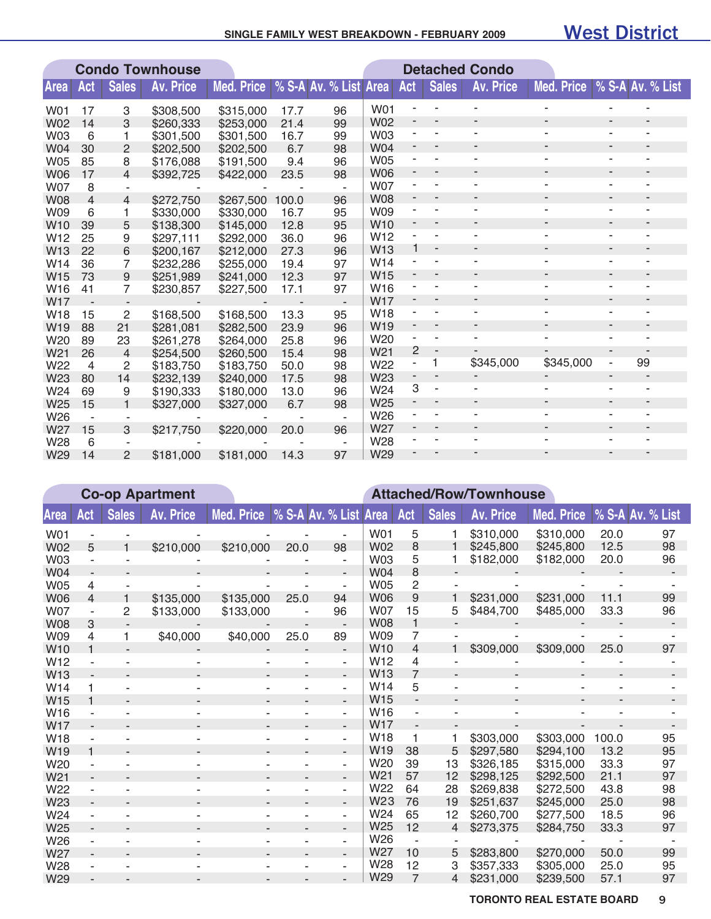## SINGLE FAMILY WEST BREAKDOWN - FEBRUARY 2009

# West District

### Condo Townhouse

| Area | Act | Sales | Av. Price | Med. Price | % S-A | Av. % List |
|---|---|---|---|---|---|---|
| W01 | 17 | 3 | $308,500 | $315,000 | 17.7 | 96 |
| W02 | 14 | 3 | $260,333 | $253,000 | 21.4 | 99 |
| W03 | 6 | 1 | $301,500 | $301,500 | 16.7 | 99 |
| W04 | 30 | 2 | $202,500 | $202,500 | 6.7 | 98 |
| W05 | 85 | 8 | $176,088 | $191,500 | 9.4 | 96 |
| W06 | 17 | 4 | $392,725 | $422,000 | 23.5 | 98 |
| W07 | 8 | - | - | - | - | - |
| W08 | 4 | 4 | $272,750 | $267,500 | 100.0 | 96 |
| W09 | 6 | 1 | $330,000 | $330,000 | 16.7 | 95 |
| W10 | 39 | 5 | $138,300 | $145,000 | 12.8 | 95 |
| W12 | 25 | 9 | $297,111 | $292,000 | 36.0 | 96 |
| W13 | 22 | 6 | $200,167 | $212,000 | 27.3 | 96 |
| W14 | 36 | 7 | $232,286 | $255,000 | 19.4 | 97 |
| W15 | 73 | 9 | $251,989 | $241,000 | 12.3 | 97 |
| W16 | 41 | 7 | $230,857 | $227,500 | 17.1 | 97 |
| W17 | - | - | - | - | - | - |
| W18 | 15 | 2 | $168,500 | $168,500 | 13.3 | 95 |
| W19 | 88 | 21 | $281,081 | $282,500 | 23.9 | 96 |
| W20 | 89 | 23 | $261,278 | $264,000 | 25.8 | 96 |
| W21 | 26 | 4 | $254,500 | $260,500 | 15.4 | 98 |
| W22 | 4 | 2 | $183,750 | $183,750 | 50.0 | 98 |
| W23 | 80 | 14 | $232,139 | $240,000 | 17.5 | 98 |
| W24 | 69 | 9 | $190,333 | $180,000 | 13.0 | 96 |
| W25 | 15 | 1 | $327,000 | $327,000 | 6.7 | 98 |
| W26 | - | - | - | - | - | - |
| W27 | 15 | 3 | $217,750 | $220,000 | 20.0 | 96 |
| W28 | 6 | - | - | - | - | - |
| W29 | 14 | 2 | $181,000 | $181,000 | 14.3 | 97 |

### Detached Condo

| Area | Act | Sales | Av. Price | Med. Price | % S-A | Av. % List |
|---|---|---|---|---|---|---|
| W01 | - | - | - | - | - | - |
| W02 | - | - | - | - | - | - |
| W03 | - | - | - | - | - | - |
| W04 | - | - | - | - | - | - |
| W05 | - | - | - | - | - | - |
| W06 | - | - | - | - | - | - |
| W07 | - | - | - | - | - | - |
| W08 | - | - | - | - | - | - |
| W09 | - | - | - | - | - | - |
| W10 | - | - | - | - | - | - |
| W12 | - | - | - | - | - | - |
| W13 | 1 | - | - | - | - | - |
| W14 | - | - | - | - | - | - |
| W15 | - | - | - | - | - | - |
| W16 | - | - | - | - | - | - |
| W17 | - | - | - | - | - | - |
| W18 | - | - | - | - | - | - |
| W19 | - | - | - | - | - | - |
| W20 | - | - | - | - | - | - |
| W21 | 2 | - | - | - | - | - |
| W22 | - | 1 | $345,000 | $345,000 | - | 99 |
| W23 | - | - | - | - | - | - |
| W24 | 3 | - | - | - | - | - |
| W25 | - | - | - | - | - | - |
| W26 | - | - | - | - | - | - |
| W27 | - | - | - | - | - | - |
| W28 | - | - | - | - | - | - |
| W29 | - | - | - | - | - | - |

### Co-op Apartment

| Area | Act | Sales | Av. Price | Med. Price | % S-A | Av. % List |
|---|---|---|---|---|---|---|
| W01 | - | - | - | - | - | - |
| W02 | 5 | 1 | $210,000 | $210,000 | 20.0 | 98 |
| W03 | - | - | - | - | - | - |
| W04 | - | - | - | - | - | - |
| W05 | 4 | - | - | - | - | - |
| W06 | 4 | 1 | $135,000 | $135,000 | 25.0 | 94 |
| W07 | - | 2 | $133,000 | $133,000 | - | 96 |
| W08 | 3 | - | - | - | - | - |
| W09 | 4 | 1 | $40,000 | $40,000 | 25.0 | 89 |
| W10 | 1 | - | - | - | - | - |
| W12 | - | - | - | - | - | - |
| W13 | - | - | - | - | - | - |
| W14 | 1 | - | - | - | - | - |
| W15 | 1 | - | - | - | - | - |
| W16 | - | - | - | - | - | - |
| W17 | - | - | - | - | - | - |
| W18 | - | - | - | - | - | - |
| W19 | 1 | - | - | - | - | - |
| W20 | - | - | - | - | - | - |
| W21 | - | - | - | - | - | - |
| W22 | - | - | - | - | - | - |
| W23 | - | - | - | - | - | - |
| W24 | - | - | - | - | - | - |
| W25 | - | - | - | - | - | - |
| W26 | - | - | - | - | - | - |
| W27 | - | - | - | - | - | - |
| W28 | - | - | - | - | - | - |
| W29 | - | - | - | - | - | - |

### Attached/Row/Townhouse

| Area | Act | Sales | Av. Price | Med. Price | % S-A | Av. % List |
|---|---|---|---|---|---|---|
| W01 | 5 | 1 | $310,000 | $310,000 | 20.0 | 97 |
| W02 | 8 | 1 | $245,800 | $245,800 | 12.5 | 98 |
| W03 | 5 | 1 | $182,000 | $182,000 | 20.0 | 96 |
| W04 | 8 | - | - | - | - | - |
| W05 | 2 | - | - | - | - | - |
| W06 | 9 | 1 | $231,000 | $231,000 | 11.1 | 99 |
| W07 | 15 | 5 | $484,700 | $485,000 | 33.3 | 96 |
| W08 | 1 | - | - | - | - | - |
| W09 | 7 | - | - | - | - | - |
| W10 | 4 | 1 | $309,000 | $309,000 | 25.0 | 97 |
| W12 | 4 | - | - | - | - | - |
| W13 | 7 | - | - | - | - | - |
| W14 | 5 | - | - | - | - | - |
| W15 | - | - | - | - | - | - |
| W16 | - | - | - | - | - | - |
| W17 | - | - | - | - | - | - |
| W18 | 1 | 1 | $303,000 | $303,000 | 100.0 | 95 |
| W19 | 38 | 5 | $297,580 | $294,100 | 13.2 | 95 |
| W20 | 39 | 13 | $326,185 | $315,000 | 33.3 | 97 |
| W21 | 57 | 12 | $298,125 | $292,500 | 21.1 | 97 |
| W22 | 64 | 28 | $269,838 | $272,500 | 43.8 | 98 |
| W23 | 76 | 19 | $251,637 | $245,000 | 25.0 | 98 |
| W24 | 65 | 12 | $260,700 | $277,500 | 18.5 | 96 |
| W25 | 12 | 4 | $273,375 | $284,750 | 33.3 | 97 |
| W26 | - | - | - | - | - | - |
| W27 | 10 | 5 | $283,800 | $270,000 | 50.0 | 99 |
| W28 | 12 | 3 | $357,333 | $305,000 | 25.0 | 95 |
| W29 | 7 | 4 | $231,000 | $239,500 | 57.1 | 97 |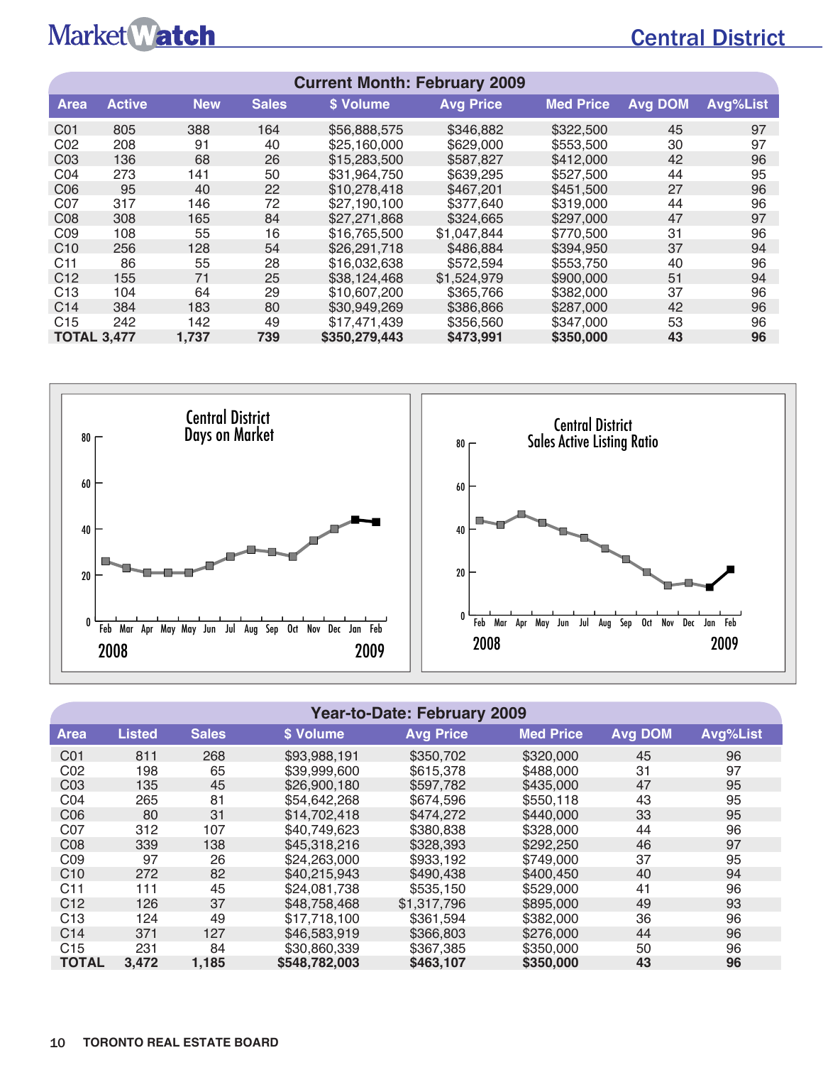# MarketWatch

## Central District

### Current Month: February 2009

| Area | Active | New | Sales | $ Volume | Avg Price | Med Price | Avg DOM | Avg%List |
|---|---|---|---|---|---|---|---|---|
| C01 | 805 | 388 | 164 | $56,888,575 | $346,882 | $322,500 | 45 | 97 |
| C02 | 208 | 91 | 40 | $25,160,000 | $629,000 | $553,500 | 30 | 97 |
| C03 | 136 | 68 | 26 | $15,283,500 | $587,827 | $412,000 | 42 | 96 |
| C04 | 273 | 141 | 50 | $31,964,750 | $639,295 | $527,500 | 44 | 95 |
| C06 | 95 | 40 | 22 | $10,278,418 | $467,201 | $451,500 | 27 | 96 |
| C07 | 317 | 146 | 72 | $27,190,100 | $377,640 | $319,000 | 44 | 96 |
| C08 | 308 | 165 | 84 | $27,271,868 | $324,665 | $297,000 | 47 | 97 |
| C09 | 108 | 55 | 16 | $16,765,500 | $1,047,844 | $770,500 | 31 | 96 |
| C10 | 256 | 128 | 54 | $26,291,718 | $486,884 | $394,950 | 37 | 94 |
| C11 | 86 | 55 | 28 | $16,032,638 | $572,594 | $553,750 | 40 | 96 |
| C12 | 155 | 71 | 25 | $38,124,468 | $1,524,979 | $900,000 | 51 | 94 |
| C13 | 104 | 64 | 29 | $10,607,200 | $365,766 | $382,000 | 37 | 96 |
| C14 | 384 | 183 | 80 | $30,949,269 | $386,866 | $287,000 | 42 | 96 |
| C15 | 242 | 142 | 49 | $17,471,439 | $356,560 | $347,000 | 53 | 96 |
| **TOTAL** | **3,477** | **1,737** | **739** | **$350,279,443** | **$473,991** | **$350,000** | **43** | **96** |

Central District Days on Market

Central District Sales Active Listing Ratio

### Year-to-Date: February 2009

| Area | Listed | Sales | $ Volume | Avg Price | Med Price | Avg DOM | Avg%List |
|---|---|---|---|---|---|---|---|
| C01 | 811 | 268 | $93,988,191 | $350,702 | $320,000 | 45 | 96 |
| C02 | 198 | 65 | $39,999,600 | $615,378 | $488,000 | 31 | 97 |
| C03 | 135 | 45 | $26,900,180 | $597,782 | $435,000 | 47 | 95 |
| C04 | 265 | 81 | $54,642,268 | $674,596 | $550,118 | 43 | 95 |
| C06 | 80 | 31 | $14,702,418 | $474,272 | $440,000 | 33 | 95 |
| C07 | 312 | 107 | $40,749,623 | $380,838 | $328,000 | 44 | 96 |
| C08 | 339 | 138 | $45,318,216 | $328,393 | $292,250 | 46 | 97 |
| C09 | 97 | 26 | $24,263,000 | $933,192 | $749,000 | 37 | 95 |
| C10 | 272 | 82 | $40,215,943 | $490,438 | $400,450 | 40 | 94 |
| C11 | 111 | 45 | $24,081,738 | $535,150 | $529,000 | 41 | 96 |
| C12 | 126 | 37 | $48,758,468 | $1,317,796 | $895,000 | 49 | 93 |
| C13 | 124 | 49 | $17,718,100 | $361,594 | $382,000 | 36 | 96 |
| C14 | 371 | 127 | $46,583,919 | $366,803 | $276,000 | 44 | 96 |
| C15 | 231 | 84 | $30,860,339 | $367,385 | $350,000 | 50 | 96 |
| **TOTAL** | **3,472** | **1,185** | **$548,782,003** | **$463,107** | **$350,000** | **43** | **96** |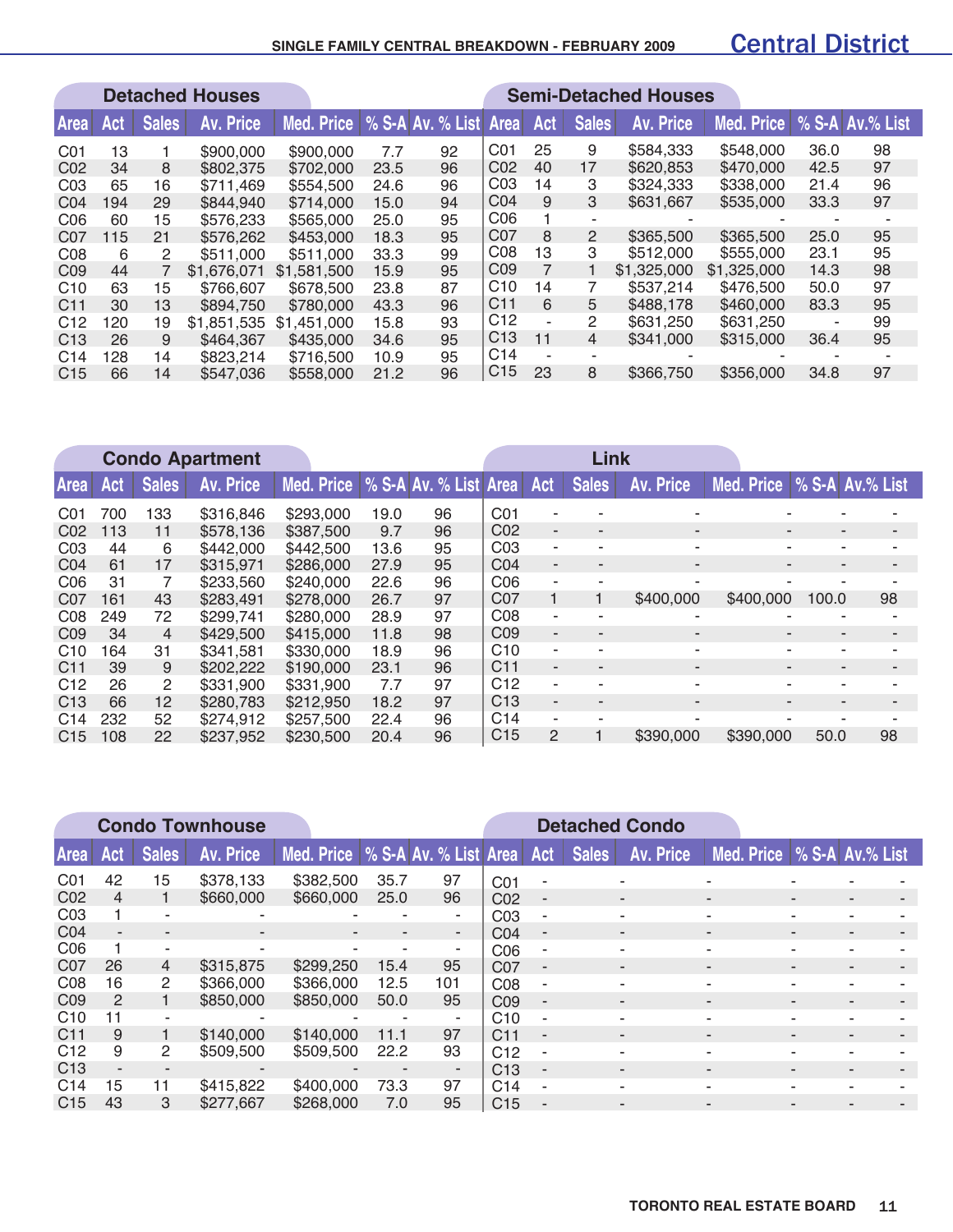## SINGLE FAMILY CENTRAL BREAKDOWN - FEBRUARY 2009

# Central District

### Detached Houses

| Area | Act | Sales | Av. Price | Med. Price | % S-A | Av. % List |
|---|---|---|---|---|---|---|
| C01 | 13 | 1 | $900,000 | $900,000 | 7.7 | 92 |
| C02 | 34 | 8 | $802,375 | $702,000 | 23.5 | 96 |
| C03 | 65 | 16 | $711,469 | $554,500 | 24.6 | 96 |
| C04 | 194 | 29 | $844,940 | $714,000 | 15.0 | 94 |
| C06 | 60 | 15 | $576,233 | $565,000 | 25.0 | 95 |
| C07 | 115 | 21 | $576,262 | $453,000 | 18.3 | 95 |
| C08 | 6 | 2 | $511,000 | $511,000 | 33.3 | 99 |
| C09 | 44 | 7 | $1,676,071 | $1,581,500 | 15.9 | 95 |
| C10 | 63 | 15 | $766,607 | $678,500 | 23.8 | 87 |
| C11 | 30 | 13 | $894,750 | $780,000 | 43.3 | 96 |
| C12 | 120 | 19 | $1,851,535 | $1,451,000 | 15.8 | 93 |
| C13 | 26 | 9 | $464,367 | $435,000 | 34.6 | 95 |
| C14 | 128 | 14 | $823,214 | $716,500 | 10.9 | 95 |
| C15 | 66 | 14 | $547,036 | $558,000 | 21.2 | 96 |

### Semi-Detached Houses

| Area | Act | Sales | Av. Price | Med. Price | % S-A | Av.% List |
|---|---|---|---|---|---|---|
| C01 | 25 | 9 | $584,333 | $548,000 | 36.0 | 98 |
| C02 | 40 | 17 | $620,853 | $470,000 | 42.5 | 97 |
| C03 | 14 | 3 | $324,333 | $338,000 | 21.4 | 96 |
| C04 | 9 | 3 | $631,667 | $535,000 | 33.3 | 97 |
| C06 | 1 | - | - | - | - | - |
| C07 | 8 | 2 | $365,500 | $365,500 | 25.0 | 95 |
| C08 | 13 | 3 | $512,000 | $555,000 | 23.1 | 95 |
| C09 | 7 | 1 | $1,325,000 | $1,325,000 | 14.3 | 98 |
| C10 | 14 | 7 | $537,214 | $476,500 | 50.0 | 97 |
| C11 | 6 | 5 | $488,178 | $460,000 | 83.3 | 95 |
| C12 | - | 2 | $631,250 | $631,250 | - | 99 |
| C13 | 11 | 4 | $341,000 | $315,000 | 36.4 | 95 |
| C14 | - | - | - | - | - | - |
| C15 | 23 | 8 | $366,750 | $356,000 | 34.8 | 97 |

### Condo Apartment

| Area | Act | Sales | Av. Price | Med. Price | % S-A | Av. % List |
|---|---|---|---|---|---|---|
| C01 | 700 | 133 | $316,846 | $293,000 | 19.0 | 96 |
| C02 | 113 | 11 | $578,136 | $387,500 | 9.7 | 96 |
| C03 | 44 | 6 | $442,000 | $442,500 | 13.6 | 95 |
| C04 | 61 | 17 | $315,971 | $286,000 | 27.9 | 95 |
| C06 | 31 | 7 | $233,560 | $240,000 | 22.6 | 96 |
| C07 | 161 | 43 | $283,491 | $278,000 | 26.7 | 97 |
| C08 | 249 | 72 | $299,741 | $280,000 | 28.9 | 97 |
| C09 | 34 | 4 | $429,500 | $415,000 | 11.8 | 98 |
| C10 | 164 | 31 | $341,581 | $330,000 | 18.9 | 96 |
| C11 | 39 | 9 | $202,222 | $190,000 | 23.1 | 96 |
| C12 | 26 | 2 | $331,900 | $331,900 | 7.7 | 97 |
| C13 | 66 | 12 | $280,783 | $212,950 | 18.2 | 97 |
| C14 | 232 | 52 | $274,912 | $257,500 | 22.4 | 96 |
| C15 | 108 | 22 | $237,952 | $230,500 | 20.4 | 96 |

### Link

| Area | Act | Sales | Av. Price | Med. Price | % S-A | Av.% List |
|---|---|---|---|---|---|---|
| C01 | - | - | - | - | - | - |
| C02 | - | - | - | - | - | - |
| C03 | - | - | - | - | - | - |
| C04 | - | - | - | - | - | - |
| C06 | - | - | - | - | - | - |
| C07 | 1 | 1 | $400,000 | $400,000 | 100.0 | 98 |
| C08 | - | - | - | - | - | - |
| C09 | - | - | - | - | - | - |
| C10 | - | - | - | - | - | - |
| C11 | - | - | - | - | - | - |
| C12 | - | - | - | - | - | - |
| C13 | - | - | - | - | - | - |
| C14 | - | - | - | - | - | - |
| C15 | 2 | 1 | $390,000 | $390,000 | 50.0 | 98 |

### Condo Townhouse

| Area | Act | Sales | Av. Price | Med. Price | % S-A | Av. % List |
|---|---|---|---|---|---|---|
| C01 | 42 | 15 | $378,133 | $382,500 | 35.7 | 97 |
| C02 | 4 | 1 | $660,000 | $660,000 | 25.0 | 96 |
| C03 | 1 | - | - | - | - | - |
| C04 | - | - | - | - | - | - |
| C06 | 1 | - | - | - | - | - |
| C07 | 26 | 4 | $315,875 | $299,250 | 15.4 | 95 |
| C08 | 16 | 2 | $366,000 | $366,000 | 12.5 | 101 |
| C09 | 2 | 1 | $850,000 | $850,000 | 50.0 | 95 |
| C10 | 11 | - | - | - | - | - |
| C11 | 9 | 1 | $140,000 | $140,000 | 11.1 | 97 |
| C12 | 9 | 2 | $509,500 | $509,500 | 22.2 | 93 |
| C13 | - | - | - | - | - | - |
| C14 | 15 | 11 | $415,822 | $400,000 | 73.3 | 97 |
| C15 | 43 | 3 | $277,667 | $268,000 | 7.0 | 95 |

### Detached Condo

| Area | Act | Sales | Av. Price | Med. Price | % S-A | Av.% List |
|---|---|---|---|---|---|---|
| C01 | - | - | - | - | - | - |
| C02 | - | - | - | - | - | - |
| C03 | - | - | - | - | - | - |
| C04 | - | - | - | - | - | - |
| C06 | - | - | - | - | - | - |
| C07 | - | - | - | - | - | - |
| C08 | - | - | - | - | - | - |
| C09 | - | - | - | - | - | - |
| C10 | - | - | - | - | - | - |
| C11 | - | - | - | - | - | - |
| C12 | - | - | - | - | - | - |
| C13 | - | - | - | - | - | - |
| C14 | - | - | - | - | - | - |
| C15 | - | - | - | - | - | - |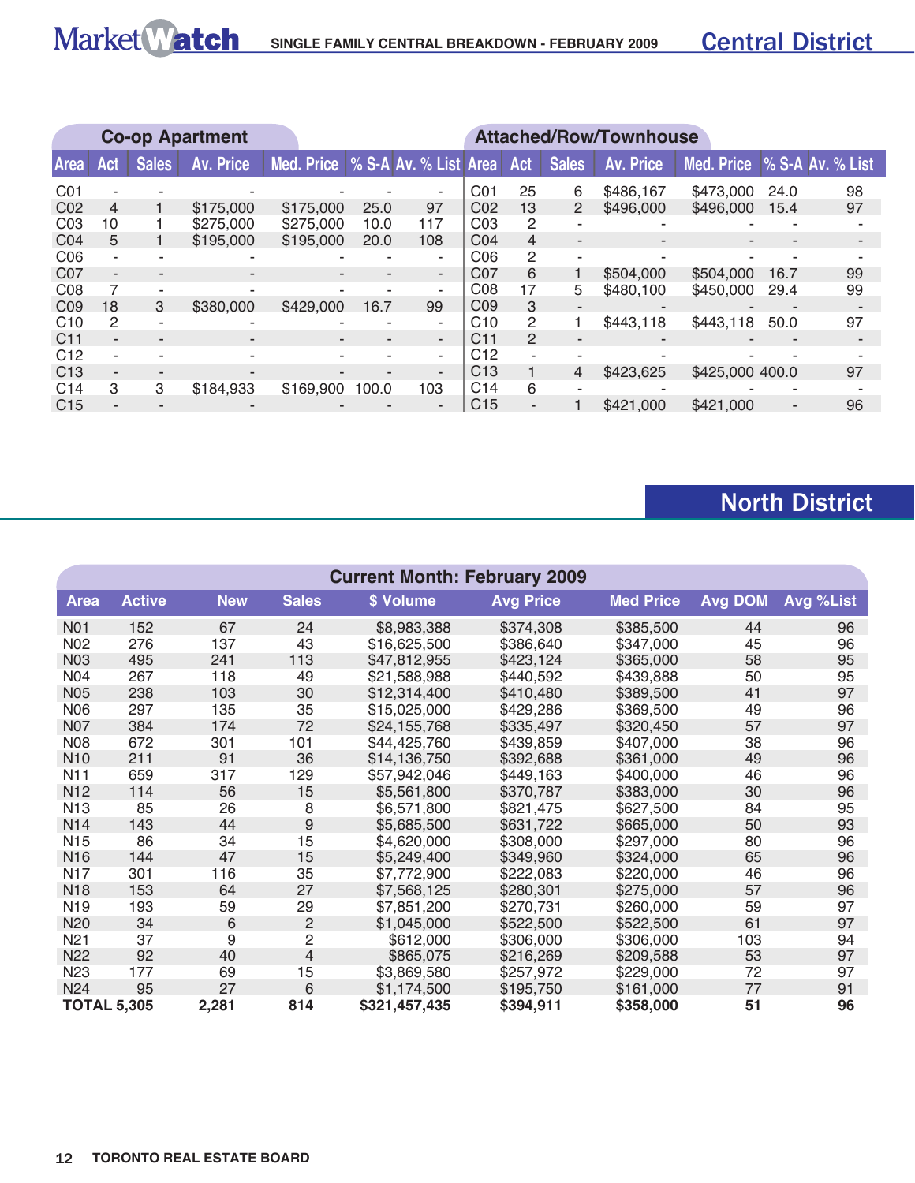# Central District

SINGLE FAMILY CENTRAL BREAKDOWN - FEBRUARY 2009

### Co-op Apartment

| Area | Act | Sales | Av. Price | Med. Price | % S-A | Av. % List |
|---|---|---|---|---|---|---|
| C01 | - | - | - | - | - | - |
| C02 | 4 | 1 | $175,000 | $175,000 | 25.0 | 97 |
| C03 | 10 | 1 | $275,000 | $275,000 | 10.0 | 117 |
| C04 | 5 | 1 | $195,000 | $195,000 | 20.0 | 108 |
| C06 | - | - | - | - | - | - |
| C07 | - | - | - | - | - | - |
| C08 | 7 | - | - | - | - | - |
| C09 | 18 | 3 | $380,000 | $429,000 | 16.7 | 99 |
| C10 | 2 | - | - | - | - | - |
| C11 | - | - | - | - | - | - |
| C12 | - | - | - | - | - | - |
| C13 | - | - | - | - | - | - |
| C14 | 3 | 3 | $184,933 | $169,900 | 100.0 | 103 |
| C15 | - | - | - | - | - | - |

### Attached/Row/Townhouse

| Area | Act | Sales | Av. Price | Med. Price | % S-A | Av. % List |
|---|---|---|---|---|---|---|
| C01 | 25 | 6 | $486,167 | $473,000 | 24.0 | 98 |
| C02 | 13 | 2 | $496,000 | $496,000 | 15.4 | 97 |
| C03 | 2 | - | - | - | - | - |
| C04 | 4 | - | - | - | - | - |
| C06 | 2 | - | - | - | - | - |
| C07 | 6 | 1 | $504,000 | $504,000 | 16.7 | 99 |
| C08 | 17 | 5 | $480,100 | $450,000 | 29.4 | 99 |
| C09 | 3 | - | - | - | - | - |
| C10 | 2 | 1 | $443,118 | $443,118 | 50.0 | 97 |
| C11 | 2 | - | - | - | - | - |
| C12 | - | - | - | - | - | - |
| C13 | 1 | 4 | $423,625 | $425,000 | 400.0 | 97 |
| C14 | 6 | - | - | - | - | - |
| C15 | - | 1 | $421,000 | $421,000 | - | 96 |

# North District

### Current Month: February 2009

| Area | Active | New | Sales | $ Volume | Avg Price | Med Price | Avg DOM | Avg %List |
|---|---|---|---|---|---|---|---|---|
| N01 | 152 | 67 | 24 | $8,983,388 | $374,308 | $385,500 | 44 | 96 |
| N02 | 276 | 137 | 43 | $16,625,500 | $386,640 | $347,000 | 45 | 96 |
| N03 | 495 | 241 | 113 | $47,812,955 | $423,124 | $365,000 | 58 | 95 |
| N04 | 267 | 118 | 49 | $21,588,988 | $440,592 | $439,888 | 50 | 95 |
| N05 | 238 | 103 | 30 | $12,314,400 | $410,480 | $389,500 | 41 | 97 |
| N06 | 297 | 135 | 35 | $15,025,000 | $429,286 | $369,500 | 49 | 96 |
| N07 | 384 | 174 | 72 | $24,155,768 | $335,497 | $320,450 | 57 | 97 |
| N08 | 672 | 301 | 101 | $44,425,760 | $439,859 | $407,000 | 38 | 96 |
| N10 | 211 | 91 | 36 | $14,136,750 | $392,688 | $361,000 | 49 | 96 |
| N11 | 659 | 317 | 129 | $57,942,046 | $449,163 | $400,000 | 46 | 96 |
| N12 | 114 | 56 | 15 | $5,561,800 | $370,787 | $383,000 | 30 | 96 |
| N13 | 85 | 26 | 8 | $6,571,800 | $821,475 | $627,500 | 84 | 95 |
| N14 | 143 | 44 | 9 | $5,685,500 | $631,722 | $665,000 | 50 | 93 |
| N15 | 86 | 34 | 15 | $4,620,000 | $308,000 | $297,000 | 80 | 96 |
| N16 | 144 | 47 | 15 | $5,249,400 | $349,960 | $324,000 | 65 | 96 |
| N17 | 301 | 116 | 35 | $7,772,900 | $222,083 | $220,000 | 46 | 96 |
| N18 | 153 | 64 | 27 | $7,568,125 | $280,301 | $275,000 | 57 | 96 |
| N19 | 193 | 59 | 29 | $7,851,200 | $270,731 | $260,000 | 59 | 97 |
| N20 | 34 | 6 | 2 | $1,045,000 | $522,500 | $522,500 | 61 | 97 |
| N21 | 37 | 9 | 2 | $612,000 | $306,000 | $306,000 | 103 | 94 |
| N22 | 92 | 40 | 4 | $865,075 | $216,269 | $209,588 | 53 | 97 |
| N23 | 177 | 69 | 15 | $3,869,580 | $257,972 | $229,000 | 72 | 97 |
| N24 | 95 | 27 | 6 | $1,174,500 | $195,750 | $161,000 | 77 | 91 |
| **TOTAL** | **5,305** | **2,281** | **814** | **$321,457,435** | **$394,911** | **$358,000** | **51** | **96** |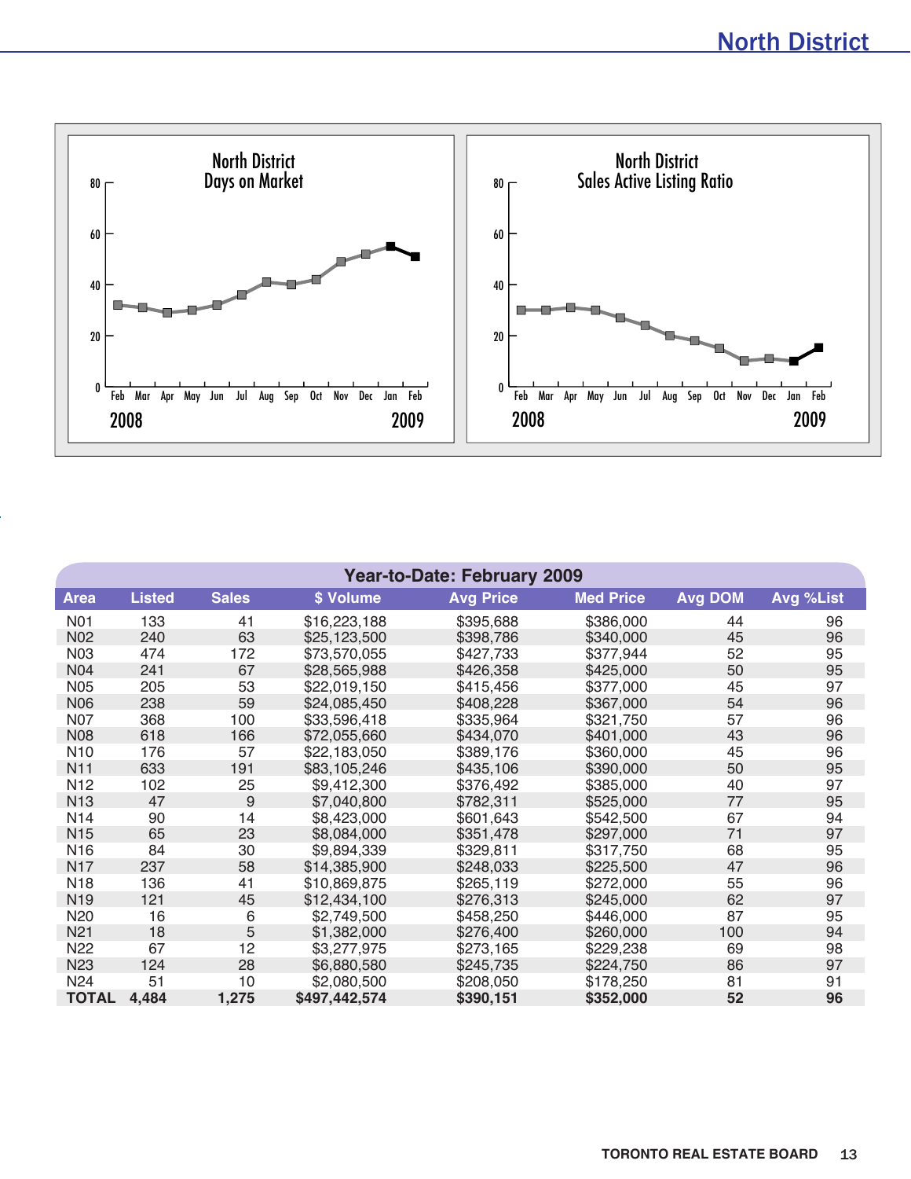# North District

North District Days on Market

North District Sales Active Listing Ratio

| Year-to-Date: February 2009 | | | | | | | |
|---|---|---|---|---|---|---|---|
| Area | Listed | Sales | $ Volume | Avg Price | Med Price | Avg DOM | Avg %List |
| N01 | 133 | 41 | $16,223,188 | $395,688 | $386,000 | 44 | 96 |
| N02 | 240 | 63 | $25,123,500 | $398,786 | $340,000 | 45 | 96 |
| N03 | 474 | 172 | $73,570,055 | $427,733 | $377,944 | 52 | 95 |
| N04 | 241 | 67 | $28,565,988 | $426,358 | $425,000 | 50 | 95 |
| N05 | 205 | 53 | $22,019,150 | $415,456 | $377,000 | 45 | 97 |
| N06 | 238 | 59 | $24,085,450 | $408,228 | $367,000 | 54 | 96 |
| N07 | 368 | 100 | $33,596,418 | $335,964 | $321,750 | 57 | 96 |
| N08 | 618 | 166 | $72,055,660 | $434,070 | $401,000 | 43 | 96 |
| N10 | 176 | 57 | $22,183,050 | $389,176 | $360,000 | 45 | 96 |
| N11 | 633 | 191 | $83,105,246 | $435,106 | $390,000 | 50 | 95 |
| N12 | 102 | 25 | $9,412,300 | $376,492 | $385,000 | 40 | 97 |
| N13 | 47 | 9 | $7,040,800 | $782,311 | $525,000 | 77 | 95 |
| N14 | 90 | 14 | $8,423,000 | $601,643 | $542,500 | 67 | 94 |
| N15 | 65 | 23 | $8,084,000 | $351,478 | $297,000 | 71 | 97 |
| N16 | 84 | 30 | $9,894,339 | $329,811 | $317,750 | 68 | 95 |
| N17 | 237 | 58 | $14,385,900 | $248,033 | $225,500 | 47 | 96 |
| N18 | 136 | 41 | $10,869,875 | $265,119 | $272,000 | 55 | 96 |
| N19 | 121 | 45 | $12,434,100 | $276,313 | $245,000 | 62 | 97 |
| N20 | 16 | 6 | $2,749,500 | $458,250 | $446,000 | 87 | 95 |
| N21 | 18 | 5 | $1,382,000 | $276,400 | $260,000 | 100 | 94 |
| N22 | 67 | 12 | $3,277,975 | $273,165 | $229,238 | 69 | 98 |
| N23 | 124 | 28 | $6,880,580 | $245,735 | $224,750 | 86 | 97 |
| N24 | 51 | 10 | $2,080,500 | $208,050 | $178,250 | 81 | 91 |
| **TOTAL** | **4,484** | **1,275** | **$497,442,574** | **$390,151** | **$352,000** | **52** | **96** |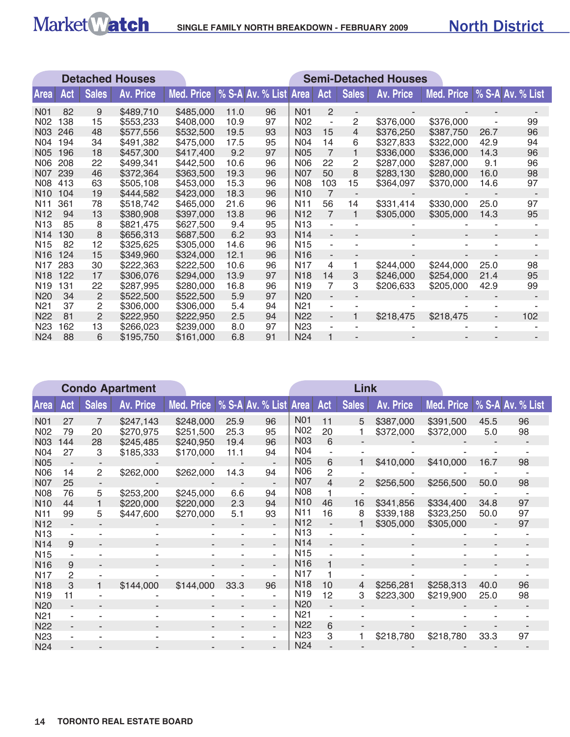# SINGLE FAMILY NORTH BREAKDOWN - FEBRUARY 2009

## North District

### Detached Houses

| Area | Act | Sales | Av. Price | Med. Price | % S-A | Av. % List |
|---|---|---|---|---|---|---|
| N01 | 82 | 9 | $489,710 | $485,000 | 11.0 | 96 |
| N02 | 138 | 15 | $553,233 | $408,000 | 10.9 | 97 |
| N03 | 246 | 48 | $577,556 | $532,500 | 19.5 | 93 |
| N04 | 194 | 34 | $491,382 | $475,000 | 17.5 | 95 |
| N05 | 196 | 18 | $457,300 | $417,400 | 9.2 | 97 |
| N06 | 208 | 22 | $499,341 | $442,500 | 10.6 | 96 |
| N07 | 239 | 46 | $372,364 | $363,500 | 19.3 | 96 |
| N08 | 413 | 63 | $505,108 | $453,000 | 15.3 | 96 |
| N10 | 104 | 19 | $444,582 | $423,000 | 18.3 | 96 |
| N11 | 361 | 78 | $518,742 | $465,000 | 21.6 | 96 |
| N12 | 94 | 13 | $380,908 | $397,000 | 13.8 | 96 |
| N13 | 85 | 8 | $821,475 | $627,500 | 9.4 | 95 |
| N14 | 130 | 8 | $656,313 | $687,500 | 6.2 | 93 |
| N15 | 82 | 12 | $325,625 | $305,000 | 14.6 | 96 |
| N16 | 124 | 15 | $349,960 | $324,000 | 12.1 | 96 |
| N17 | 283 | 30 | $222,363 | $222,500 | 10.6 | 96 |
| N18 | 122 | 17 | $306,076 | $294,000 | 13.9 | 97 |
| N19 | 131 | 22 | $287,995 | $280,000 | 16.8 | 96 |
| N20 | 34 | 2 | $522,500 | $522,500 | 5.9 | 97 |
| N21 | 37 | 2 | $306,000 | $306,000 | 5.4 | 94 |
| N22 | 81 | 2 | $222,950 | $222,950 | 2.5 | 94 |
| N23 | 162 | 13 | $266,023 | $239,000 | 8.0 | 97 |
| N24 | 88 | 6 | $195,750 | $161,000 | 6.8 | 91 |

### Semi-Detached Houses

| Area | Act | Sales | Av. Price | Med. Price | % S-A | Av. % List |
|---|---|---|---|---|---|---|
| N01 | 2 | - | - | - | - | - |
| N02 | - | 2 | $376,000 | $376,000 | - | 99 |
| N03 | 15 | 4 | $376,250 | $387,750 | 26.7 | 96 |
| N04 | 14 | 6 | $327,833 | $322,000 | 42.9 | 94 |
| N05 | 7 | 1 | $336,000 | $336,000 | 14.3 | 96 |
| N06 | 22 | 2 | $287,000 | $287,000 | 9.1 | 96 |
| N07 | 50 | 8 | $283,130 | $280,000 | 16.0 | 98 |
| N08 | 103 | 15 | $364,097 | $370,000 | 14.6 | 97 |
| N10 | 7 | - | - | - | - | - |
| N11 | 56 | 14 | $331,414 | $330,000 | 25.0 | 97 |
| N12 | 7 | 1 | $305,000 | $305,000 | 14.3 | 95 |
| N13 | - | - | - | - | - | - |
| N14 | - | - | - | - | - | - |
| N15 | - | - | - | - | - | - |
| N16 | - | - | - | - | - | - |
| N17 | 4 | 1 | $244,000 | $244,000 | 25.0 | 98 |
| N18 | 14 | 3 | $246,000 | $254,000 | 21.4 | 95 |
| N19 | 7 | 3 | $206,633 | $205,000 | 42.9 | 99 |
| N20 | - | - | - | - | - | - |
| N21 | - | - | - | - | - | - |
| N22 | - | 1 | $218,475 | $218,475 | - | 102 |
| N23 | - | - | - | - | - | - |
| N24 | 1 | - | - | - | - | - |

### Condo Apartment

| Area | Act | Sales | Av. Price | Med. Price | % S-A | Av. % List |
|---|---|---|---|---|---|---|
| N01 | 27 | 7 | $247,143 | $248,000 | 25.9 | 96 |
| N02 | 79 | 20 | $270,975 | $251,500 | 25.3 | 95 |
| N03 | 144 | 28 | $245,485 | $240,950 | 19.4 | 96 |
| N04 | 27 | 3 | $185,333 | $170,000 | 11.1 | 94 |
| N05 | - | - | - | - | - | - |
| N06 | 14 | 2 | $262,000 | $262,000 | 14.3 | 94 |
| N07 | 25 | - | - | - | - | - |
| N08 | 76 | 5 | $253,200 | $245,000 | 6.6 | 94 |
| N10 | 44 | 1 | $220,000 | $220,000 | 2.3 | 94 |
| N11 | 99 | 5 | $447,600 | $270,000 | 5.1 | 93 |
| N12 | - | - | - | - | - | - |
| N13 | - | - | - | - | - | - |
| N14 | 9 | - | - | - | - | - |
| N15 | - | - | - | - | - | - |
| N16 | 9 | - | - | - | - | - |
| N17 | 2 | - | - | - | - | - |
| N18 | 3 | 1 | $144,000 | $144,000 | 33.3 | 96 |
| N19 | 11 | - | - | - | - | - |
| N20 | - | - | - | - | - | - |
| N21 | - | - | - | - | - | - |
| N22 | - | - | - | - | - | - |
| N23 | - | - | - | - | - | - |
| N24 | - | - | - | - | - | - |

### Link

| Area | Act | Sales | Av. Price | Med. Price | % S-A | Av. % List |
|---|---|---|---|---|---|---|
| N01 | 11 | 5 | $387,000 | $391,500 | 45.5 | 96 |
| N02 | 20 | 1 | $372,000 | $372,000 | 5.0 | 98 |
| N03 | 6 | - | - | - | - | - |
| N04 | - | - | - | - | - | - |
| N05 | 6 | 1 | $410,000 | $410,000 | 16.7 | 98 |
| N06 | 2 | - | - | - | - | - |
| N07 | 4 | 2 | $256,500 | $256,500 | 50.0 | 98 |
| N08 | 1 | - | - | - | - | - |
| N10 | 46 | 16 | $341,856 | $334,400 | 34.8 | 97 |
| N11 | 16 | 8 | $339,188 | $323,250 | 50.0 | 97 |
| N12 | - | 1 | $305,000 | $305,000 | - | 97 |
| N13 | - | - | - | - | - | - |
| N14 | - | - | - | - | - | - |
| N15 | - | - | - | - | - | - |
| N16 | 1 | - | - | - | - | - |
| N17 | 1 | - | - | - | - | - |
| N18 | 10 | 4 | $256,281 | $258,313 | 40.0 | 96 |
| N19 | 12 | 3 | $223,300 | $219,900 | 25.0 | 98 |
| N20 | - | - | - | - | - | - |
| N21 | - | - | - | - | - | - |
| N22 | 6 | - | - | - | - | - |
| N23 | 3 | 1 | $218,780 | $218,780 | 33.3 | 97 |
| N24 | - | - | - | - | - | - |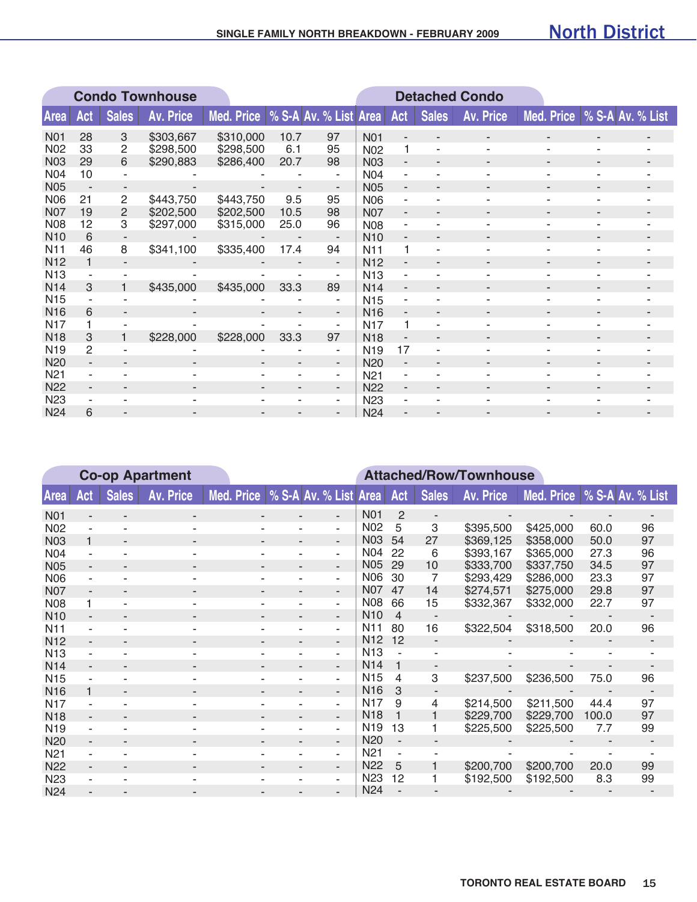# SINGLE FAMILY NORTH BREAKDOWN - FEBRUARY 2009

## North District

### Condo Townhouse

| Area | Act | Sales | Av. Price | Med. Price | % S-A | Av. % List |
|---|---|---|---|---|---|---|
| N01 | 28 | 3 | $303,667 | $310,000 | 10.7 | 97 |
| N02 | 33 | 2 | $298,500 | $298,500 | 6.1 | 95 |
| N03 | 29 | 6 | $290,883 | $286,400 | 20.7 | 98 |
| N04 | 10 | - | - | - | - | - |
| N05 | - | - | - | - | - | - |
| N06 | 21 | 2 | $443,750 | $443,750 | 9.5 | 95 |
| N07 | 19 | 2 | $202,500 | $202,500 | 10.5 | 98 |
| N08 | 12 | 3 | $297,000 | $315,000 | 25.0 | 96 |
| N10 | 6 | - | - | - | - | - |
| N11 | 46 | 8 | $341,100 | $335,400 | 17.4 | 94 |
| N12 | 1 | - | - | - | - | - |
| N13 | - | - | - | - | - | - |
| N14 | 3 | 1 | $435,000 | $435,000 | 33.3 | 89 |
| N15 | - | - | - | - | - | - |
| N16 | 6 | - | - | - | - | - |
| N17 | 1 | - | - | - | - | - |
| N18 | 3 | 1 | $228,000 | $228,000 | 33.3 | 97 |
| N19 | 2 | - | - | - | - | - |
| N20 | - | - | - | - | - | - |
| N21 | - | - | - | - | - | - |
| N22 | - | - | - | - | - | - |
| N23 | - | - | - | - | - | - |
| N24 | 6 | - | - | - | - | - |

### Detached Condo

| Area | Act | Sales | Av. Price | Med. Price | % S-A | Av. % List |
|---|---|---|---|---|---|---|
| N01 | - | - | - | - | - | - |
| N02 | 1 | - | - | - | - | - |
| N03 | - | - | - | - | - | - |
| N04 | - | - | - | - | - | - |
| N05 | - | - | - | - | - | - |
| N06 | - | - | - | - | - | - |
| N07 | - | - | - | - | - | - |
| N08 | - | - | - | - | - | - |
| N10 | - | - | - | - | - | - |
| N11 | 1 | - | - | - | - | - |
| N12 | - | - | - | - | - | - |
| N13 | - | - | - | - | - | - |
| N14 | - | - | - | - | - | - |
| N15 | - | - | - | - | - | - |
| N16 | - | - | - | - | - | - |
| N17 | 1 | - | - | - | - | - |
| N18 | - | - | - | - | - | - |
| N19 | 17 | - | - | - | - | - |
| N20 | - | - | - | - | - | - |
| N21 | - | - | - | - | - | - |
| N22 | - | - | - | - | - | - |
| N23 | - | - | - | - | - | - |
| N24 | - | - | - | - | - | - |

### Co-op Apartment

| Area | Act | Sales | Av. Price | Med. Price | % S-A | Av. % List |
|---|---|---|---|---|---|---|
| N01 | - | - | - | - | - | - |
| N02 | - | - | - | - | - | - |
| N03 | 1 | - | - | - | - | - |
| N04 | - | - | - | - | - | - |
| N05 | - | - | - | - | - | - |
| N06 | - | - | - | - | - | - |
| N07 | - | - | - | - | - | - |
| N08 | 1 | - | - | - | - | - |
| N10 | - | - | - | - | - | - |
| N11 | - | - | - | - | - | - |
| N12 | - | - | - | - | - | - |
| N13 | - | - | - | - | - | - |
| N14 | - | - | - | - | - | - |
| N15 | - | - | - | - | - | - |
| N16 | 1 | - | - | - | - | - |
| N17 | - | - | - | - | - | - |
| N18 | - | - | - | - | - | - |
| N19 | - | - | - | - | - | - |
| N20 | - | - | - | - | - | - |
| N21 | - | - | - | - | - | - |
| N22 | - | - | - | - | - | - |
| N23 | - | - | - | - | - | - |
| N24 | - | - | - | - | - | - |

### Attached/Row/Townhouse

| Area | Act | Sales | Av. Price | Med. Price | % S-A | Av. % List |
|---|---|---|---|---|---|---|
| N01 | 2 | - | - | - | - | - |
| N02 | 5 | 3 | $395,500 | $425,000 | 60.0 | 96 |
| N03 | 54 | 27 | $369,125 | $358,000 | 50.0 | 97 |
| N04 | 22 | 6 | $393,167 | $365,000 | 27.3 | 96 |
| N05 | 29 | 10 | $333,700 | $337,750 | 34.5 | 97 |
| N06 | 30 | 7 | $293,429 | $286,000 | 23.3 | 97 |
| N07 | 47 | 14 | $274,571 | $275,000 | 29.8 | 97 |
| N08 | 66 | 15 | $332,367 | $332,000 | 22.7 | 97 |
| N10 | 4 | - | - | - | - | - |
| N11 | 80 | 16 | $322,504 | $318,500 | 20.0 | 96 |
| N12 | 12 | - | - | - | - | - |
| N13 | - | - | - | - | - | - |
| N14 | 1 | - | - | - | - | - |
| N15 | 4 | 3 | $237,500 | $236,500 | 75.0 | 96 |
| N16 | 3 | - | - | - | - | - |
| N17 | 9 | 4 | $214,500 | $211,500 | 44.4 | 97 |
| N18 | 1 | 1 | $229,700 | $229,700 | 100.0 | 97 |
| N19 | 13 | 1 | $225,500 | $225,500 | 7.7 | 99 |
| N20 | - | - | - | - | - | - |
| N21 | - | - | - | - | - | - |
| N22 | 5 | 1 | $200,700 | $200,700 | 20.0 | 99 |
| N23 | 12 | 1 | $192,500 | $192,500 | 8.3 | 99 |
| N24 | - | - | - | - | - | - |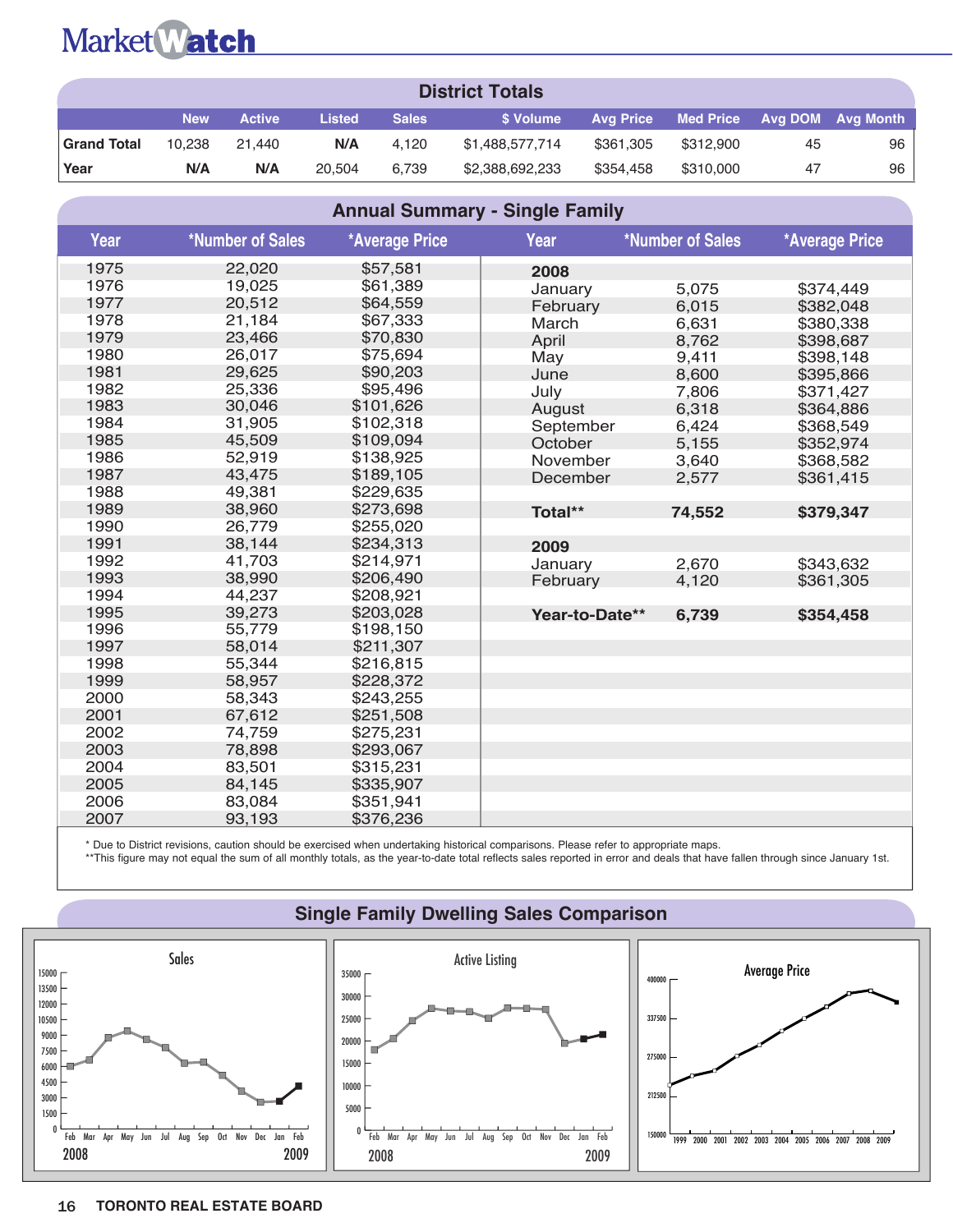# MarketWatch

## District Totals

| | New | Active | Listed | Sales | $ Volume | Avg Price | Med Price | Avg DOM | Avg Month |
|---|---|---|---|---|---|---|---|---|---|
| Grand Total | 10,238 | 21,440 | N/A | 4,120 | $1,488,577,714 | $361,305 | $312,900 | 45 | 96 |
| Year | N/A | N/A | 20,504 | 6,739 | $2,388,692,233 | $354,458 | $310,000 | 47 | 96 |

## Annual Summary - Single Family

| Year | *Number of Sales | *Average Price |
|---|---|---|
| 1975 | 22,020 | $57,581 |
| 1976 | 19,025 | $61,389 |
| 1977 | 20,512 | $64,559 |
| 1978 | 21,184 | $67,333 |
| 1979 | 23,466 | $70,830 |
| 1980 | 26,017 | $75,694 |
| 1981 | 29,625 | $90,203 |
| 1982 | 25,336 | $95,496 |
| 1983 | 30,046 | $101,626 |
| 1984 | 31,905 | $102,318 |
| 1985 | 45,509 | $109,094 |
| 1986 | 52,919 | $138,925 |
| 1987 | 43,475 | $189,105 |
| 1988 | 49,381 | $229,635 |
| 1989 | 38,960 | $273,698 |
| 1990 | 26,779 | $255,020 |
| 1991 | 38,144 | $234,313 |
| 1992 | 41,703 | $214,971 |
| 1993 | 38,990 | $206,490 |
| 1994 | 44,237 | $208,921 |
| 1995 | 39,273 | $203,028 |
| 1996 | 55,779 | $198,150 |
| 1997 | 58,014 | $211,307 |
| 1998 | 55,344 | $216,815 |
| 1999 | 58,957 | $228,372 |
| 2000 | 58,343 | $243,255 |
| 2001 | 67,612 | $251,508 |
| 2002 | 74,759 | $275,231 |
| 2003 | 78,898 | $293,067 |
| 2004 | 83,501 | $315,231 |
| 2005 | 84,145 | $335,907 |
| 2006 | 83,084 | $351,941 |
| 2007 | 93,193 | $376,236 |

| Year | *Number of Sales | *Average Price |
|---|---|---|
| **2008** | | |
| January | 5,075 | $374,449 |
| February | 6,015 | $382,048 |
| March | 6,631 | $380,338 |
| April | 8,762 | $398,687 |
| May | 9,411 | $398,148 |
| June | 8,600 | $395,866 |
| July | 7,806 | $371,427 |
| August | 6,318 | $364,886 |
| September | 6,424 | $368,549 |
| October | 5,155 | $352,974 |
| November | 3,640 | $368,582 |
| December | 2,577 | $361,415 |
| **Total**** | **74,552** | **$379,347** |
| **2009** | | |
| January | 2,670 | $343,632 |
| February | 4,120 | $361,305 |
| **Year-to-Date**** | **6,739** | **$354,458** |

* Due to District revisions, caution should be exercised when undertaking historical comparisons. Please refer to appropriate maps.
**This figure may not equal the sum of all monthly totals, as the year-to-date total reflects sales reported in error and deals that have fallen through since January 1st.

## Single Family Dwelling Sales Comparison

Sales

15000
13500
12000
10500
9000
7500
6000
4500
3000
1500
0

Feb Mar Apr May Jun Jul Aug Sep Oct Nov Dec Jan Feb

2008 2009

Active Listing

35000
30000
25000
20000
15000
10000
5000
0

Feb Mar Apr May Jun Jul Aug Sep Oct Nov Dec Jan Feb

2008 2009

Average Price

400000
337500
275000
212500
150000

1999 2000 2001 2002 2003 2004 2005 2006 2007 2008 2009

TORONTO REAL ESTATE BOARD